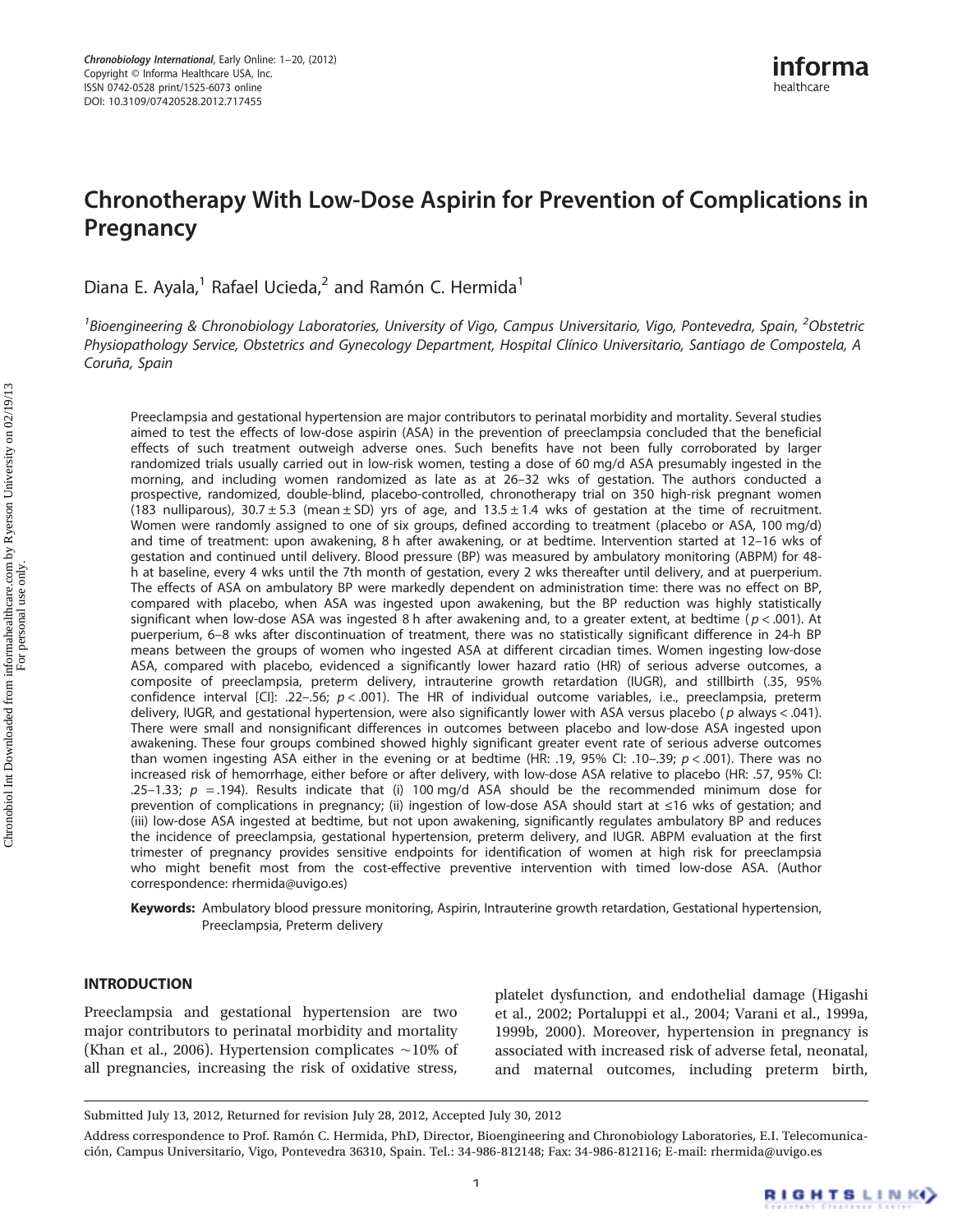# Chronotherapy With Low-Dose Aspirin for Prevention of Complications in Pregnancy

Diana E. Ayala,[1] Rafael Ucieda,[2] and Ramón C. Hermida[1]

[1]Bioengineering & Chronobiology Laboratories, University of Vigo, Campus Universitario, Vigo, Pontevedra, Spain, [2]Obstetric Physiopathology Service, Obstetrics and Gynecology Department, Hospital Clínico Universitario, Santiago de Compostela, A Coruña, Spain

Preeclampsia and gestational hypertension are major contributors to perinatal morbidity and mortality. Several studies aimed to test the effects of low-dose aspirin (ASA) in the prevention of preeclampsia concluded that the beneficial effects of such treatment outweigh adverse ones. Such benefits have not been fully corroborated by larger randomized trials usually carried out in low-risk women, testing a dose of 60 mg/d ASA presumably ingested in the morning, and including women randomized as late as at 26–32 wks of gestation. The authors conducted a prospective, randomized, double-blind, placebo-controlled, chronotherapy trial on 350 high-risk pregnant women (183 nulliparous), 30.7 ± 5.3 (mean ± SD) yrs of age, and 13.5 ± 1.4 wks of gestation at the time of recruitment. Women were randomly assigned to one of six groups, defined according to treatment (placebo or ASA, 100 mg/d) and time of treatment: upon awakening, 8 h after awakening, or at bedtime. Intervention started at 12–16 wks of gestation and continued until delivery. Blood pressure (BP) was measured by ambulatory monitoring (ABPM) for 48-h at baseline, every 4 wks until the 7th month of gestation, every 2 wks thereafter until delivery, and at puerperium. The effects of ASA on ambulatory BP were markedly dependent on administration time: there was no effect on BP, compared with placebo, when ASA was ingested upon awakening, but the BP reduction was highly statistically significant when low-dose ASA was ingested 8 h after awakening and, to a greater extent, at bedtime ($p < .001$). At puerperium, 6–8 wks after discontinuation of treatment, there was no statistically significant difference in 24-h BP means between the groups of women who ingested ASA at different circadian times. Women ingesting low-dose ASA, compared with placebo, evidenced a significantly lower hazard ratio (HR) of serious adverse outcomes, a composite of preeclampsia, preterm delivery, intrauterine growth retardation (IUGR), and stillbirth (.35, 95% confidence interval [CI]: .22–.56; $p < .001$). The HR of individual outcome variables, i.e., preeclampsia, preterm delivery, IUGR, and gestational hypertension, were also significantly lower with ASA versus placebo ($p$ always < .041). There were small and nonsignificant differences in outcomes between placebo and low-dose ASA ingested upon awakening. These four groups combined showed highly significant greater event rate of serious adverse outcomes than women ingesting ASA either in the evening or at bedtime (HR: .19, 95% CI: .10–.39; $p < .001$). There was no increased risk of hemorrhage, either before or after delivery, with low-dose ASA relative to placebo (HR: .57, 95% CI: .25–1.33; $p = .194$). Results indicate that (i) 100 mg/d ASA should be the recommended minimum dose for prevention of complications in pregnancy; (ii) ingestion of low-dose ASA should start at ≤16 wks of gestation; and (iii) low-dose ASA ingested at bedtime, but not upon awakening, significantly regulates ambulatory BP and reduces the incidence of preeclampsia, gestational hypertension, preterm delivery, and IUGR. ABPM evaluation at the first trimester of pregnancy provides sensitive endpoints for identification of women at high risk for preeclampsia who might benefit most from the cost-effective preventive intervention with timed low-dose ASA. (Author correspondence: rhermida@uvigo.es)

**Keywords:** Ambulatory blood pressure monitoring, Aspirin, Intrauterine growth retardation, Gestational hypertension, Preeclampsia, Preterm delivery

## INTRODUCTION

Preeclampsia and gestational hypertension are two major contributors to perinatal morbidity and mortality (Khan et al., 2006). Hypertension complicates ~10% of all pregnancies, increasing the risk of oxidative stress, platelet dysfunction, and endothelial damage (Higashi et al., 2002; Portaluppi et al., 2004; Varani et al., 1999a, 1999b, 2000). Moreover, hypertension in pregnancy is associated with increased risk of adverse fetal, neonatal, and maternal outcomes, including preterm birth,

Submitted July 13, 2012, Returned for revision July 28, 2012, Accepted July 30, 2012

Address correspondence to Prof. Ramón C. Hermida, PhD, Director, Bioengineering and Chronobiology Laboratories, E.I. Telecomunicación, Campus Universitario, Vigo, Pontevedra 36310, Spain. Tel.: 34-986-812148; Fax: 34-986-812116; E-mail: rhermida@uvigo.es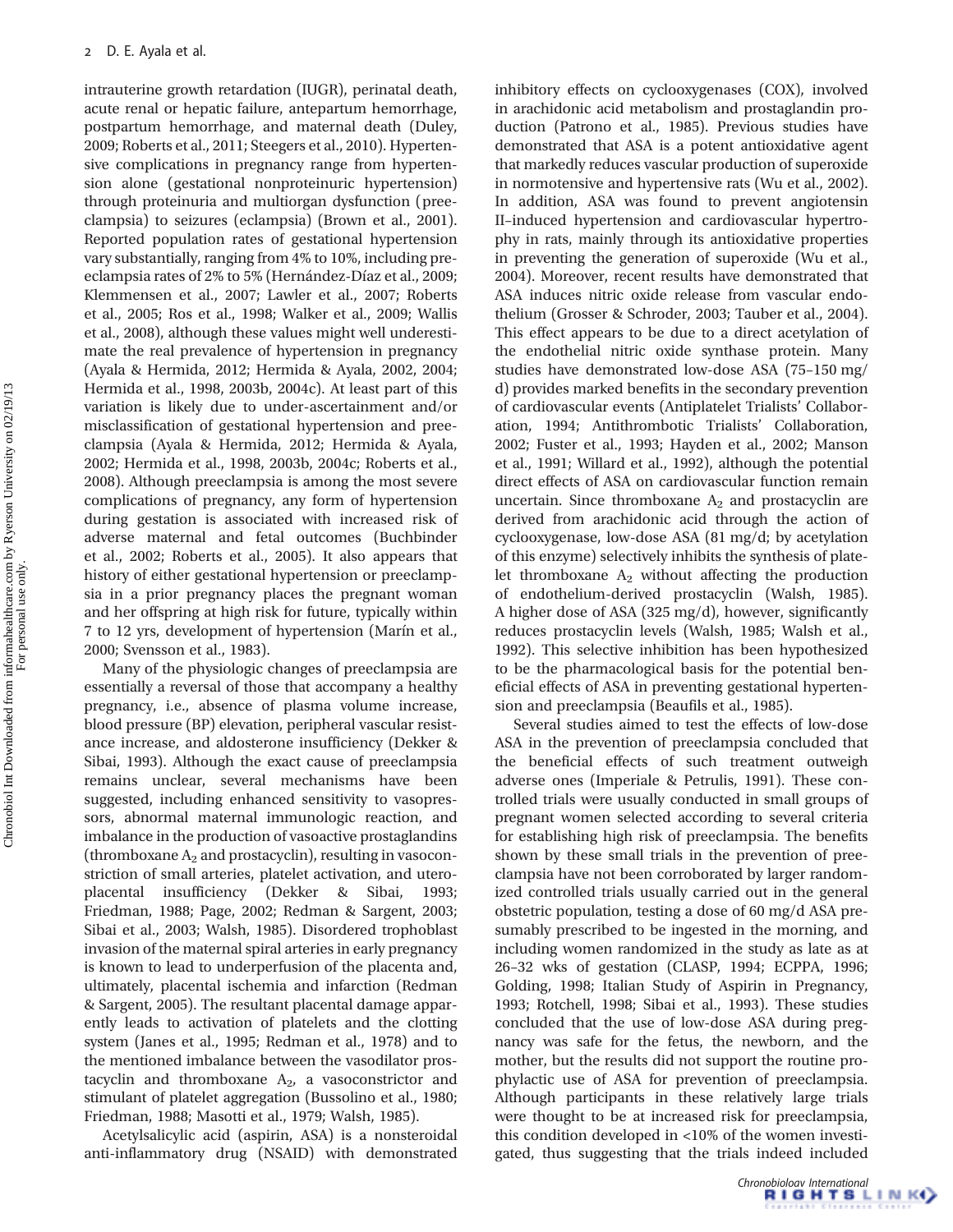intrauterine growth retardation (IUGR), perinatal death, acute renal or hepatic failure, antepartum hemorrhage, postpartum hemorrhage, and maternal death (Duley, 2009; Roberts et al., 2011; Steegers et al., 2010). Hypertensive complications in pregnancy range from hypertension alone (gestational nonproteinuric hypertension) through proteinuria and multiorgan dysfunction (preeclampsia) to seizures (eclampsia) (Brown et al., 2001). Reported population rates of gestational hypertension vary substantially, ranging from 4% to 10%, including preeclampsia rates of 2% to 5% (Hernández-Díaz et al., 2009; Klemmensen et al., 2007; Lawler et al., 2007; Roberts et al., 2005; Ros et al., 1998; Walker et al., 2009; Wallis et al., 2008), although these values might well underestimate the real prevalence of hypertension in pregnancy (Ayala & Hermida, 2012; Hermida & Ayala, 2002, 2004; Hermida et al., 1998, 2003b, 2004c). At least part of this variation is likely due to under-ascertainment and/or misclassification of gestational hypertension and preeclampsia (Ayala & Hermida, 2012; Hermida & Ayala, 2002; Hermida et al., 1998, 2003b, 2004c; Roberts et al., 2008). Although preeclampsia is among the most severe complications of pregnancy, any form of hypertension during gestation is associated with increased risk of adverse maternal and fetal outcomes (Buchbinder et al., 2002; Roberts et al., 2005). It also appears that history of either gestational hypertension or preeclampsia in a prior pregnancy places the pregnant woman and her offspring at high risk for future, typically within 7 to 12 yrs, development of hypertension (Marín et al., 2000; Svensson et al., 1983).

Many of the physiologic changes of preeclampsia are essentially a reversal of those that accompany a healthy pregnancy, i.e., absence of plasma volume increase, blood pressure (BP) elevation, peripheral vascular resistance increase, and aldosterone insufficiency (Dekker & Sibai, 1993). Although the exact cause of preeclampsia remains unclear, several mechanisms have been suggested, including enhanced sensitivity to vasopressors, abnormal maternal immunologic reaction, and imbalance in the production of vasoactive prostaglandins (thromboxane $A_2$ and prostacyclin), resulting in vasoconstriction of small arteries, platelet activation, and uteroplacental insufficiency (Dekker & Sibai, 1993; Friedman, 1988; Page, 2002; Redman & Sargent, 2003; Sibai et al., 2003; Walsh, 1985). Disordered trophoblast invasion of the maternal spiral arteries in early pregnancy is known to lead to underperfusion of the placenta and, ultimately, placental ischemia and infarction (Redman & Sargent, 2005). The resultant placental damage apparently leads to activation of platelets and the clotting system (Janes et al., 1995; Redman et al., 1978) and to the mentioned imbalance between the vasodilator prostacyclin and thromboxane $A_2$, a vasoconstrictor and stimulant of platelet aggregation (Bussolino et al., 1980; Friedman, 1988; Masotti et al., 1979; Walsh, 1985).

Acetylsalicylic acid (aspirin, ASA) is a nonsteroidal anti-inflammatory drug (NSAID) with demonstrated inhibitory effects on cyclooxygenases (COX), involved in arachidonic acid metabolism and prostaglandin production (Patrono et al., 1985). Previous studies have demonstrated that ASA is a potent antioxidative agent that markedly reduces vascular production of superoxide in normotensive and hypertensive rats (Wu et al., 2002). In addition, ASA was found to prevent angiotensin II–induced hypertension and cardiovascular hypertrophy in rats, mainly through its antioxidative properties in preventing the generation of superoxide (Wu et al., 2004). Moreover, recent results have demonstrated that ASA induces nitric oxide release from vascular endothelium (Grosser & Schroder, 2003; Tauber et al., 2004). This effect appears to be due to a direct acetylation of the endothelial nitric oxide synthase protein. Many studies have demonstrated low-dose ASA (75–150 mg/d) provides marked benefits in the secondary prevention of cardiovascular events (Antiplatelet Trialists' Collaboration, 1994; Antithrombotic Trialists' Collaboration, 2002; Fuster et al., 1993; Hayden et al., 2002; Manson et al., 1991; Willard et al., 1992), although the potential direct effects of ASA on cardiovascular function remain uncertain. Since thromboxane $A_2$ and prostacyclin are derived from arachidonic acid through the action of cyclooxygenase, low-dose ASA (81 mg/d; by acetylation of this enzyme) selectively inhibits the synthesis of platelet thromboxane $A_2$ without affecting the production of endothelium-derived prostacyclin (Walsh, 1985). A higher dose of ASA (325 mg/d), however, significantly reduces prostacyclin levels (Walsh, 1985; Walsh et al., 1992). This selective inhibition has been hypothesized to be the pharmacological basis for the potential beneficial effects of ASA in preventing gestational hypertension and preeclampsia (Beaufils et al., 1985).

Several studies aimed to test the effects of low-dose ASA in the prevention of preeclampsia concluded that the beneficial effects of such treatment outweigh adverse ones (Imperiale & Petrulis, 1991). These controlled trials were usually conducted in small groups of pregnant women selected according to several criteria for establishing high risk of preeclampsia. The benefits shown by these small trials in the prevention of preeclampsia have not been corroborated by larger randomized controlled trials usually carried out in the general obstetric population, testing a dose of 60 mg/d ASA presumably prescribed to be ingested in the morning, and including women randomized in the study as late as at 26–32 wks of gestation (CLASP, 1994; ECPPA, 1996; Golding, 1998; Italian Study of Aspirin in Pregnancy, 1993; Rotchell, 1998; Sibai et al., 1993). These studies concluded that the use of low-dose ASA during pregnancy was safe for the fetus, the newborn, and the mother, but the results did not support the routine prophylactic use of ASA for prevention of preeclampsia. Although participants in these relatively large trials were thought to be at increased risk for preeclampsia, this condition developed in <10% of the women investigated, thus suggesting that the trials indeed included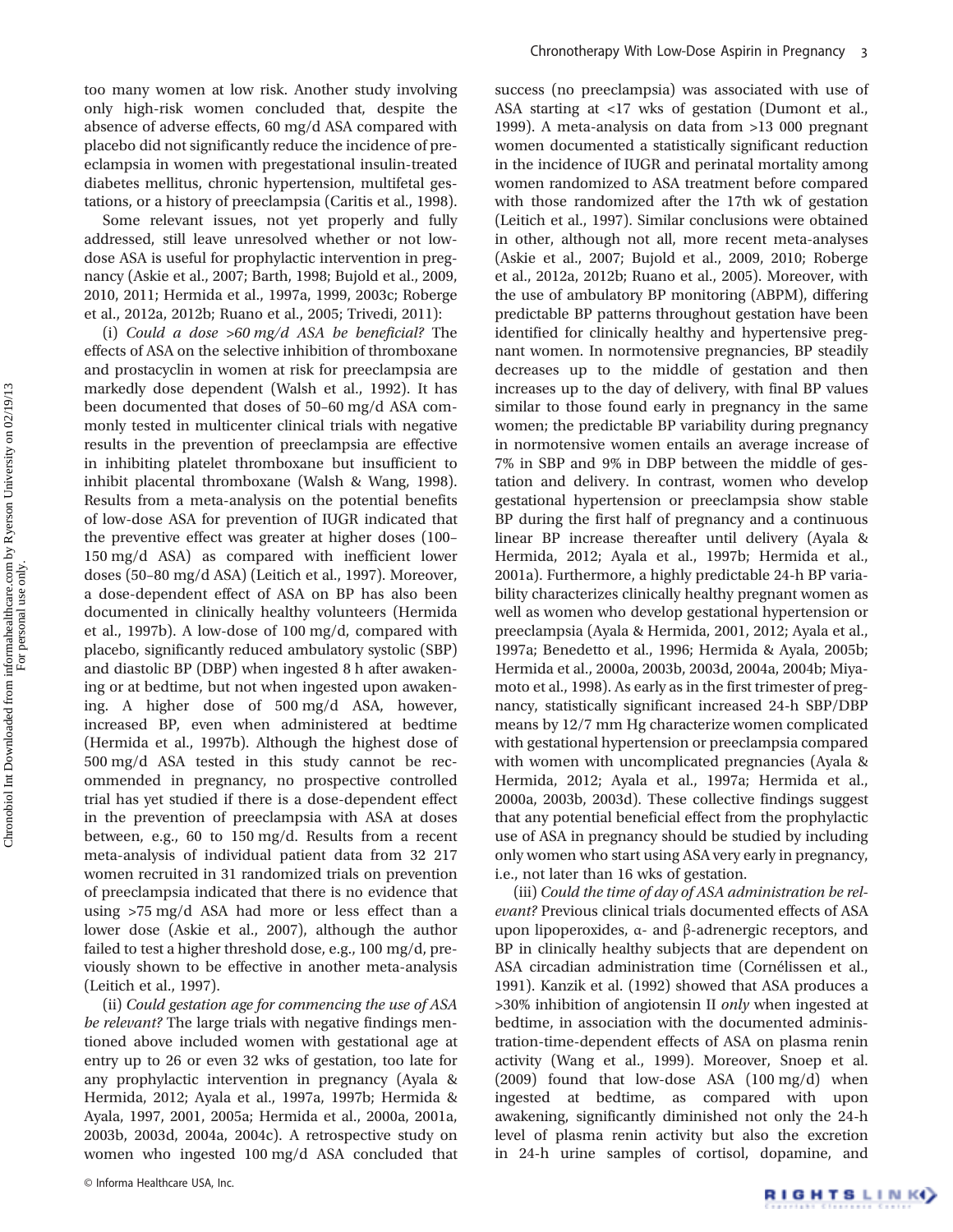too many women at low risk. Another study involving only high-risk women concluded that, despite the absence of adverse effects, 60 mg/d ASA compared with placebo did not significantly reduce the incidence of preeclampsia in women with pregestational insulin-treated diabetes mellitus, chronic hypertension, multifetal gestations, or a history of preeclampsia (Caritis et al., 1998).

Some relevant issues, not yet properly and fully addressed, still leave unresolved whether or not low-dose ASA is useful for prophylactic intervention in pregnancy (Askie et al., 2007; Barth, 1998; Bujold et al., 2009, 2010, 2011; Hermida et al., 1997a, 1999, 2003c; Roberge et al., 2012a, 2012b; Ruano et al., 2005; Trivedi, 2011):

(i) *Could a dose >60 mg/d ASA be beneficial?* The effects of ASA on the selective inhibition of thromboxane and prostacyclin in women at risk for preeclampsia are markedly dose dependent (Walsh et al., 1992). It has been documented that doses of 50–60 mg/d ASA commonly tested in multicenter clinical trials with negative results in the prevention of preeclampsia are effective in inhibiting platelet thromboxane but insufficient to inhibit placental thromboxane (Walsh & Wang, 1998). Results from a meta-analysis on the potential benefits of low-dose ASA for prevention of IUGR indicated that the preventive effect was greater at higher doses (100–150 mg/d ASA) as compared with inefficient lower doses (50–80 mg/d ASA) (Leitich et al., 1997). Moreover, a dose-dependent effect of ASA on BP has also been documented in clinically healthy volunteers (Hermida et al., 1997b). A low-dose of 100 mg/d, compared with placebo, significantly reduced ambulatory systolic (SBP) and diastolic BP (DBP) when ingested 8 h after awakening or at bedtime, but not when ingested upon awakening. A higher dose of 500 mg/d ASA, however, increased BP, even when administered at bedtime (Hermida et al., 1997b). Although the highest dose of 500 mg/d ASA tested in this study cannot be recommended in pregnancy, no prospective controlled trial has yet studied if there is a dose-dependent effect in the prevention of preeclampsia with ASA at doses between, e.g., 60 to 150 mg/d. Results from a recent meta-analysis of individual patient data from 32 217 women recruited in 31 randomized trials on prevention of preeclampsia indicated that there is no evidence that using >75 mg/d ASA had more or less effect than a lower dose (Askie et al., 2007), although the author failed to test a higher threshold dose, e.g., 100 mg/d, previously shown to be effective in another meta-analysis (Leitich et al., 1997).

(ii) *Could gestation age for commencing the use of ASA be relevant?* The large trials with negative findings mentioned above included women with gestational age at entry up to 26 or even 32 wks of gestation, too late for any prophylactic intervention in pregnancy (Ayala & Hermida, 2012; Ayala et al., 1997a, 1997b; Hermida & Ayala, 1997, 2001, 2005a; Hermida et al., 2000a, 2001a, 2003b, 2003d, 2004a, 2004c). A retrospective study on women who ingested 100 mg/d ASA concluded that success (no preeclampsia) was associated with use of ASA starting at <17 wks of gestation (Dumont et al., 1999). A meta-analysis on data from >13 000 pregnant women documented a statistically significant reduction in the incidence of IUGR and perinatal mortality among women randomized to ASA treatment before compared with those randomized after the 17th wk of gestation (Leitich et al., 1997). Similar conclusions were obtained in other, although not all, more recent meta-analyses (Askie et al., 2007; Bujold et al., 2009, 2010; Roberge et al., 2012a, 2012b; Ruano et al., 2005). Moreover, with the use of ambulatory BP monitoring (ABPM), differing predictable BP patterns throughout gestation have been identified for clinically healthy and hypertensive pregnant women. In normotensive pregnancies, BP steadily decreases up to the middle of gestation and then increases up to the day of delivery, with final BP values similar to those found early in pregnancy in the same women; the predictable BP variability during pregnancy in normotensive women entails an average increase of 7% in SBP and 9% in DBP between the middle of gestation and delivery. In contrast, women who develop gestational hypertension or preeclampsia show stable BP during the first half of pregnancy and a continuous linear BP increase thereafter until delivery (Ayala & Hermida, 2012; Ayala et al., 1997b; Hermida et al., 2001a). Furthermore, a highly predictable 24-h BP variability characterizes clinically healthy pregnant women as well as women who develop gestational hypertension or preeclampsia (Ayala & Hermida, 2001, 2012; Ayala et al., 1997a; Benedetto et al., 1996; Hermida & Ayala, 2005b; Hermida et al., 2000a, 2003b, 2003d, 2004a, 2004b; Miyamoto et al., 1998). As early as in the first trimester of pregnancy, statistically significant increased 24-h SBP/DBP means by 12/7 mm Hg characterize women complicated with gestational hypertension or preeclampsia compared with women with uncomplicated pregnancies (Ayala & Hermida, 2012; Ayala et al., 1997a; Hermida et al., 2000a, 2003b, 2003d). These collective findings suggest that any potential beneficial effect from the prophylactic use of ASA in pregnancy should be studied by including only women who start using ASA very early in pregnancy, i.e., not later than 16 wks of gestation.

(iii) *Could the time of day of ASA administration be relevant?* Previous clinical trials documented effects of ASA upon lipoperoxides, α- and β-adrenergic receptors, and BP in clinically healthy subjects that are dependent on ASA circadian administration time (Cornélissen et al., 1991). Kanzik et al. (1992) showed that ASA produces a >30% inhibition of angiotensin II *only* when ingested at bedtime, in association with the documented administration-time-dependent effects of ASA on plasma renin activity (Wang et al., 1999). Moreover, Snoep et al. (2009) found that low-dose ASA (100 mg/d) when ingested at bedtime, as compared with upon awakening, significantly diminished not only the 24-h level of plasma renin activity but also the excretion in 24-h urine samples of cortisol, dopamine, and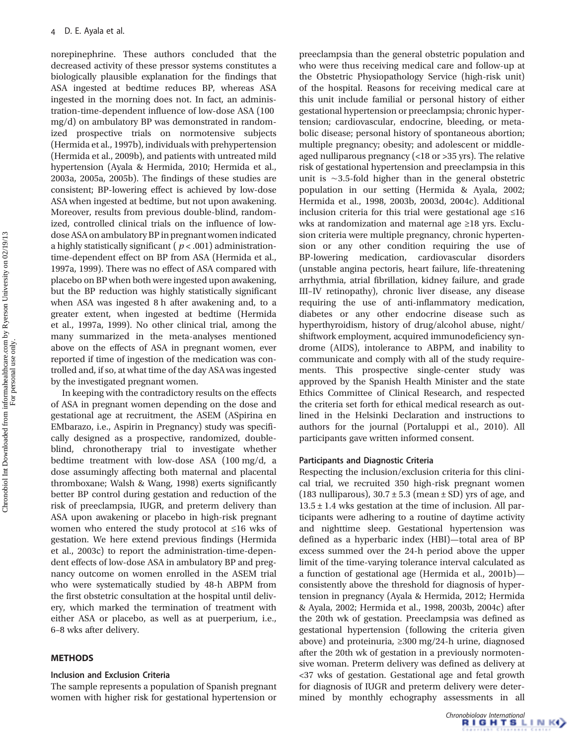norepinephrine. These authors concluded that the decreased activity of these pressor systems constitutes a biologically plausible explanation for the findings that ASA ingested at bedtime reduces BP, whereas ASA ingested in the morning does not. In fact, an administration-time-dependent influence of low-dose ASA (100 mg/d) on ambulatory BP was demonstrated in randomized prospective trials on normotensive subjects (Hermida et al., 1997b), individuals with prehypertension (Hermida et al., 2009b), and patients with untreated mild hypertension (Ayala & Hermida, 2010; Hermida et al., 2003a, 2005a, 2005b). The findings of these studies are consistent; BP-lowering effect is achieved by low-dose ASA when ingested at bedtime, but not upon awakening. Moreover, results from previous double-blind, randomized, controlled clinical trials on the influence of low-dose ASA on ambulatory BP in pregnant women indicated a highly statistically significant ($p < .001$) administration-time-dependent effect on BP from ASA (Hermida et al., 1997a, 1999). There was no effect of ASA compared with placebo on BP when both were ingested upon awakening, but the BP reduction was highly statistically significant when ASA was ingested 8 h after awakening and, to a greater extent, when ingested at bedtime (Hermida et al., 1997a, 1999). No other clinical trial, among the many summarized in the meta-analyses mentioned above on the effects of ASA in pregnant women, ever reported if time of ingestion of the medication was controlled and, if so, at what time of the day ASA was ingested by the investigated pregnant women.

In keeping with the contradictory results on the effects of ASA in pregnant women depending on the dose and gestational age at recruitment, the ASEM (ASpirina en EMbarazo, i.e., Aspirin in Pregnancy) study was specifically designed as a prospective, randomized, double-blind, chronotherapy trial to investigate whether bedtime treatment with low-dose ASA (100 mg/d, a dose assumingly affecting both maternal and placental thromboxane; Walsh & Wang, 1998) exerts significantly better BP control during gestation and reduction of the risk of preeclampsia, IUGR, and preterm delivery than ASA upon awakening or placebo in high-risk pregnant women who entered the study protocol at ≤16 wks of gestation. We here extend previous findings (Hermida et al., 2003c) to report the administration-time-dependent effects of low-dose ASA in ambulatory BP and pregnancy outcome on women enrolled in the ASEM trial who were systematically studied by 48-h ABPM from the first obstetric consultation at the hospital until delivery, which marked the termination of treatment with either ASA or placebo, as well as at puerperium, i.e., 6–8 wks after delivery.

## METHODS

### Inclusion and Exclusion Criteria

The sample represents a population of Spanish pregnant women with higher risk for gestational hypertension or preeclampsia than the general obstetric population and who were thus receiving medical care and follow-up at the Obstetric Physiopathology Service (high-risk unit) of the hospital. Reasons for receiving medical care at this unit include familial or personal history of either gestational hypertension or preeclampsia; chronic hypertension; cardiovascular, endocrine, bleeding, or metabolic disease; personal history of spontaneous abortion; multiple pregnancy; obesity; and adolescent or middle-aged nulliparous pregnancy (<18 or >35 yrs). The relative risk of gestational hypertension and preeclampsia in this unit is ~3.5-fold higher than in the general obstetric population in our setting (Hermida & Ayala, 2002; Hermida et al., 1998, 2003b, 2003d, 2004c). Additional inclusion criteria for this trial were gestational age ≤16 wks at randomization and maternal age ≥18 yrs. Exclusion criteria were multiple pregnancy, chronic hypertension or any other condition requiring the use of BP-lowering medication, cardiovascular disorders (unstable angina pectoris, heart failure, life-threatening arrhythmia, atrial fibrillation, kidney failure, and grade III–IV retinopathy), chronic liver disease, any disease requiring the use of anti-inflammatory medication, diabetes or any other endocrine disease such as hyperthyroidism, history of drug/alcohol abuse, night/shiftwork employment, acquired immunodeficiency syndrome (AIDS), intolerance to ABPM, and inability to communicate and comply with all of the study requirements. This prospective single-center study was approved by the Spanish Health Minister and the state Ethics Committee of Clinical Research, and respected the criteria set forth for ethical medical research as outlined in the Helsinki Declaration and instructions to authors for the journal (Portaluppi et al., 2010). All participants gave written informed consent.

### Participants and Diagnostic Criteria

Respecting the inclusion/exclusion criteria for this clinical trial, we recruited 350 high-risk pregnant women (183 nulliparous), 30.7 ± 5.3 (mean ± SD) yrs of age, and 13.5 ± 1.4 wks gestation at the time of inclusion. All participants were adhering to a routine of daytime activity and nighttime sleep. Gestational hypertension was defined as a hyperbaric index (HBI)—total area of BP excess summed over the 24-h period above the upper limit of the time-varying tolerance interval calculated as a function of gestational age (Hermida et al., 2001b)—consistently above the threshold for diagnosis of hypertension in pregnancy (Ayala & Hermida, 2012; Hermida & Ayala, 2002; Hermida et al., 1998, 2003b, 2004c) after the 20th wk of gestation. Preeclampsia was defined as gestational hypertension (following the criteria given above) and proteinuria, ≥300 mg/24-h urine, diagnosed after the 20th wk of gestation in a previously normotensive woman. Preterm delivery was defined as delivery at <37 wks of gestation. Gestational age and fetal growth for diagnosis of IUGR and preterm delivery were determined by monthly echography assessments in all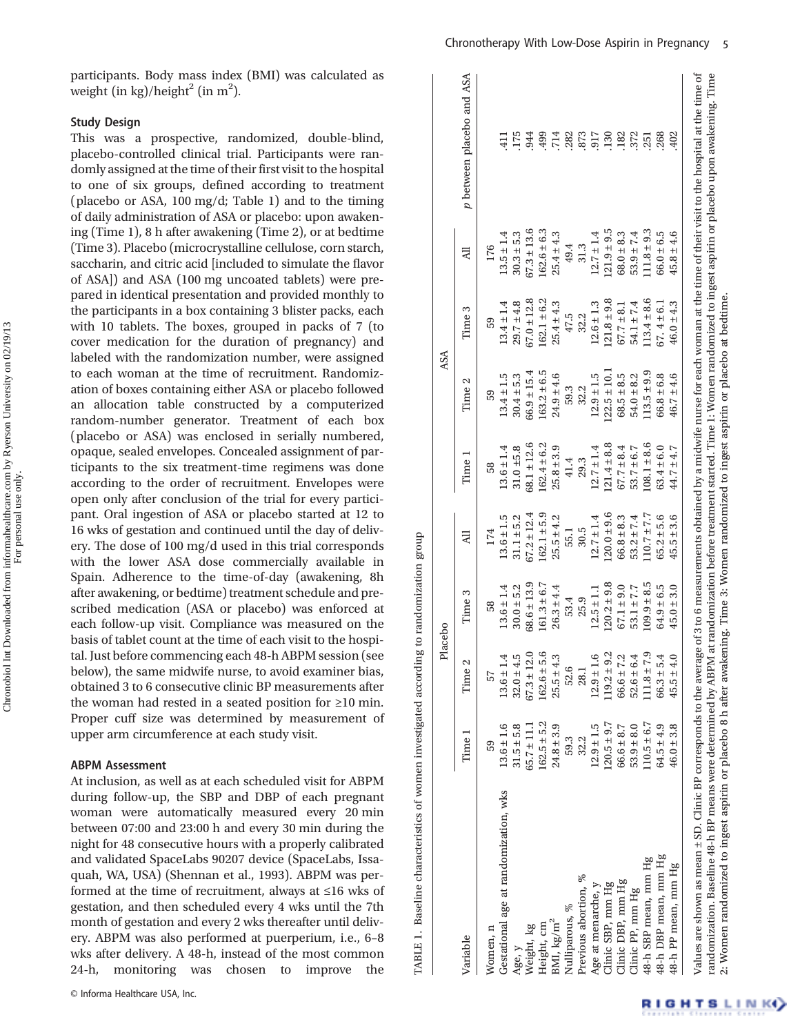participants. Body mass index (BMI) was calculated as weight (in kg)/height$^2$ (in m$^2$).

### Study Design

This was a prospective, randomized, double-blind, placebo-controlled clinical trial. Participants were randomly assigned at the time of their first visit to the hospital to one of six groups, defined according to treatment (placebo or ASA, 100 mg/d; Table 1) and to the timing of daily administration of ASA or placebo: upon awakening (Time 1), 8 h after awakening (Time 2), or at bedtime (Time 3). Placebo (microcrystalline cellulose, corn starch, saccharin, and citric acid [included to simulate the flavor of ASA]) and ASA (100 mg uncoated tablets) were prepared in identical presentation and provided monthly to the participants in a box containing 3 blister packs, each with 10 tablets. The boxes, grouped in packs of 7 (to cover medication for the duration of pregnancy) and labeled with the randomization number, were assigned to each woman at the time of recruitment. Randomization of boxes containing either ASA or placebo followed an allocation table constructed by a computerized random-number generator. Treatment of each box (placebo or ASA) was enclosed in serially numbered, opaque, sealed envelopes. Concealed assignment of participants to the six treatment-time regimens was done according to the order of recruitment. Envelopes were open only after conclusion of the trial for every participant. Oral ingestion of ASA or placebo started at 12 to 16 wks of gestation and continued until the day of delivery. The dose of 100 mg/d used in this trial corresponds with the lower ASA dose commercially available in Spain. Adherence to the time-of-day (awakening, 8h after awakening, or bedtime) treatment schedule and prescribed medication (ASA or placebo) was enforced at each follow-up visit. Compliance was measured on the basis of tablet count at the time of each visit to the hospital. Just before commencing each 48-h ABPM session (see below), the same midwife nurse, to avoid examiner bias, obtained 3 to 6 consecutive clinic BP measurements after the woman had rested in a seated position for ≥10 min. Proper cuff size was determined by measurement of upper arm circumference at each study visit.

### ABPM Assessment

At inclusion, as well as at each scheduled visit for ABPM during follow-up, the SBP and DBP of each pregnant woman were automatically measured every 20 min between 07:00 and 23:00 h and every 30 min during the night for 48 consecutive hours with a properly calibrated and validated SpaceLabs 90207 device (SpaceLabs, Issaquah, WA, USA) (Shennan et al., 1993). ABPM was performed at the time of recruitment, always at ≤16 wks of gestation, and then scheduled every 4 wks until the 7th month of gestation and every 2 wks thereafter until delivery. ABPM was also performed at puerperium, i.e., 6–8 wks after delivery. A 48-h, instead of the most common 24-h, monitoring was chosen to improve the

TABLE 1. Baseline characteristics of women investigated according to randomization group

| Variable | Placebo | | | | ASA | | | | p between placebo and ASA |
|---|---|---|---|---|---|---|---|---|---|
| | Time 1 | Time 2 | Time 3 | All | Time 1 | Time 2 | Time 3 | All | |
| Women, n | 59 | 57 | 58 | 174 | 58 | 59 | 59 | 176 | |
| Gestational age at randomization, wks | 13.6 ± 1.6 | 13.6 ± 1.4 | 13.6 ± 1.4 | 13.6 ± 1.5 | 13.6 ± 1.4 | 13.4 ± 1.5 | 13.4 ± 1.4 | 13.5 ± 1.4 | .411 |
| Age, y | 31.5 ± 5.8 | 32.0 ± 4.5 | 30.0 ± 5.2 | 31.1 ± 5.2 | 31.0 ±5.8 | 30.4 ± 5.3 | 29.7 ± 4.8 | 30.3 ± 5.3 | .175 |
| Weight, kg | 65.7 ± 11.1 | 67.3 ± 12.0 | 68.6 ± 13.9 | 67.2 ± 12.4 | 68.1 ± 12.6 | 66.9 ± 15.4 | 67.0 ± 12.8 | 67.3 ± 13.6 | .944 |
| Height, cm | 162.5 ± 5.2 | 162.6 ± 5.6 | 161.3 ± 6.7 | 162.1 ± 5.9 | 162.4 ± 6.2 | 163.2 ± 6.5 | 162.1 ± 6.2 | 162.6 ± 6.3 | .499 |
| BMI, kg/m$^2$ | 24.8 ± 3.9 | 25.5 ± 4.3 | 26.3 ± 4.4 | 25.5 ± 4.2 | 25.8 ± 3.9 | 24.9 ± 4.6 | 25.4 ± 4.3 | 25.4 ± 4.3 | .714 |
| Nulliparous, % | 59.3 | 52.6 | 53.4 | 55.1 | 41.4 | 59.3 | 47.5 | 49.4 | .282 |
| Previous abortion, % | 32.2 | 28.1 | 25.9 | 30.5 | 29.3 | 32.2 | 32.2 | 31.3 | .873 |
| Age at menarche, y | 12.9 ± 1.5 | 12.9 ± 1.6 | 12.5 ± 1.1 | 12.7 ± 1.4 | 12.7 ± 1.4 | 12.9 ± 1.5 | 12.6 ± 1.3 | 12.7 ± 1.4 | .917 |
| Clinic SBP, mm Hg | 120.5 ± 9.7 | 119.2 ± 9.2 | 120.2 ± 9.8 | 120.0 ± 9.6 | 121.4 ± 8.8 | 122.5 ± 10.1 | 121.8 ± 9.8 | 121.9 ± 9.5 | .130 |
| Clinic DBP, mm Hg | 66.6 ± 8.7 | 66.6 ± 7.2 | 67.1 ± 9.0 | 66.8 ± 8.3 | 67.7 ± 8.4 | 68.5 ± 8.5 | 67.7 ± 8.1 | 68.0 ± 8.3 | .182 |
| Clinic PP, mm Hg | 53.9 ± 8.0 | 52.6 ± 6.4 | 53.1 ± 7.7 | 53.2 ± 7.4 | 53.7 ± 6.7 | 54.0 ± 8.2 | 54.1 ± 7.4 | 53.9 ± 7.4 | .372 |
| 48-h SBP mean, mm Hg | 110.5 ± 6.7 | 111.8 ± 7.9 | 109.9 ± 8.5 | 110.7 ± 7.7 | 108.1 ± 8.6 | 113.5 ± 9.9 | 113.4 ± 8.6 | 111.8 ± 9.3 | .251 |
| 48-h DBP mean, mm Hg | 64.5 ± 4.9 | 66.3 ± 5.4 | 64.9 ± 6.5 | 65.2 ± 5.6 | 63.4 ± 6.0 | 66.8 ± 6.8 | 67. 4 ± 6.1 | 66.0 ± 6.5 | .268 |
| 48-h PP mean, mm Hg | 46.0 ± 3.8 | 45.5 ± 4.0 | 45.0 ± 3.0 | 45.5 ± 3.6 | 44.7 ± 4.7 | 46.7 ± 4.6 | 46.0 ± 4.3 | 45.8 ± 4.6 | .402 |

Values are shown as mean ± SD. Clinic BP corresponds to the average of 3 to 6 measurements obtained by a midwife nurse for each woman at the time of their visit to the hospital at the time of randomization. Baseline 48-h BP means were determined by ABPM at randomization before treatment started. Time 1: Women randomized to ingest aspirin or placebo upon awakening. Time 2: Women randomized to ingest aspirin or placebo 8 h after awakening. Time 3: Women randomized to ingest aspirin or placebo at bedtime.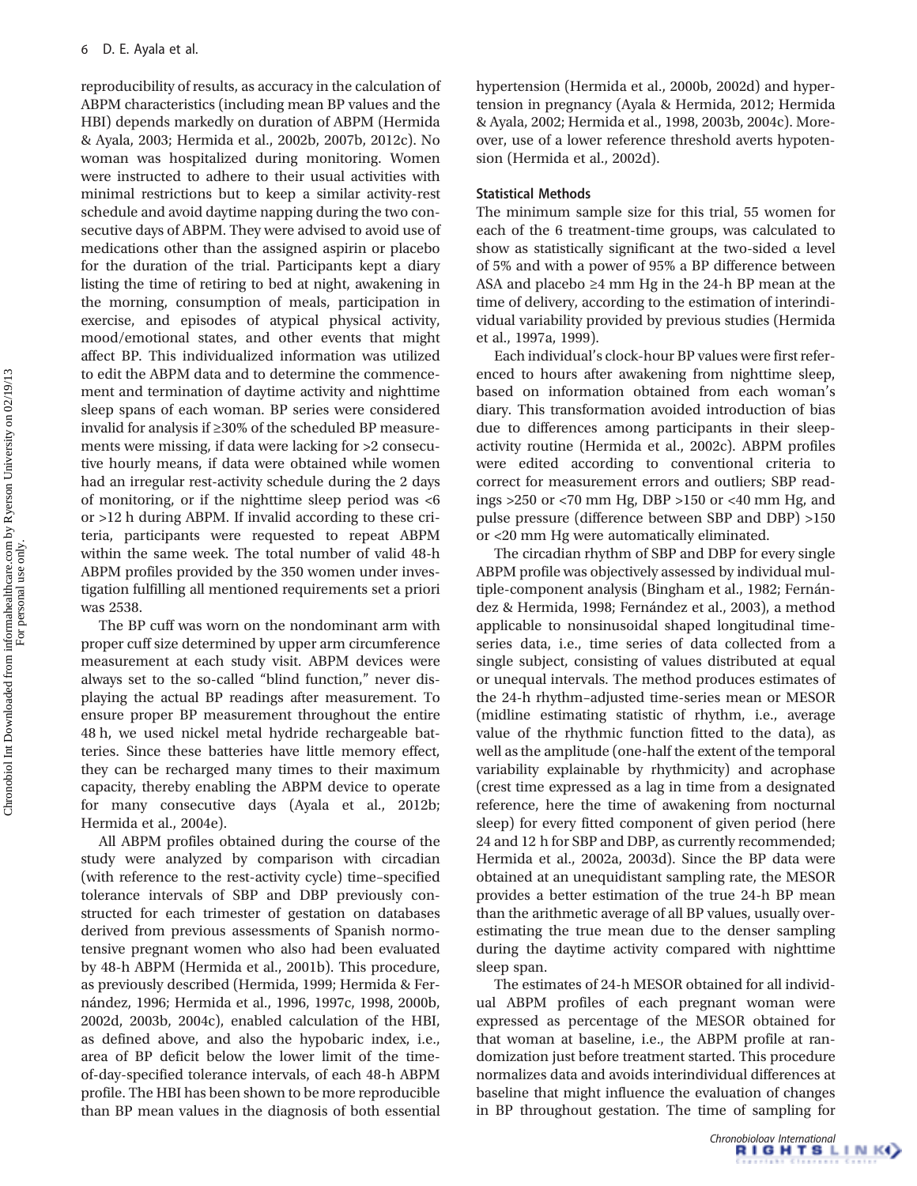reproducibility of results, as accuracy in the calculation of ABPM characteristics (including mean BP values and the HBI) depends markedly on duration of ABPM (Hermida & Ayala, 2003; Hermida et al., 2002b, 2007b, 2012c). No woman was hospitalized during monitoring. Women were instructed to adhere to their usual activities with minimal restrictions but to keep a similar activity-rest schedule and avoid daytime napping during the two consecutive days of ABPM. They were advised to avoid use of medications other than the assigned aspirin or placebo for the duration of the trial. Participants kept a diary listing the time of retiring to bed at night, awakening in the morning, consumption of meals, participation in exercise, and episodes of atypical physical activity, mood/emotional states, and other events that might affect BP. This individualized information was utilized to edit the ABPM data and to determine the commencement and termination of daytime activity and nighttime sleep spans of each woman. BP series were considered invalid for analysis if ≥30% of the scheduled BP measurements were missing, if data were lacking for >2 consecutive hourly means, if data were obtained while women had an irregular rest-activity schedule during the 2 days of monitoring, or if the nighttime sleep period was <6 or >12 h during ABPM. If invalid according to these criteria, participants were requested to repeat ABPM within the same week. The total number of valid 48-h ABPM profiles provided by the 350 women under investigation fulfilling all mentioned requirements set a priori was 2538.

The BP cuff was worn on the nondominant arm with proper cuff size determined by upper arm circumference measurement at each study visit. ABPM devices were always set to the so-called "blind function," never displaying the actual BP readings after measurement. To ensure proper BP measurement throughout the entire 48 h, we used nickel metal hydride rechargeable batteries. Since these batteries have little memory effect, they can be recharged many times to their maximum capacity, thereby enabling the ABPM device to operate for many consecutive days (Ayala et al., 2012b; Hermida et al., 2004e).

All ABPM profiles obtained during the course of the study were analyzed by comparison with circadian (with reference to the rest-activity cycle) time–specified tolerance intervals of SBP and DBP previously constructed for each trimester of gestation on databases derived from previous assessments of Spanish normotensive pregnant women who also had been evaluated by 48-h ABPM (Hermida et al., 2001b). This procedure, as previously described (Hermida, 1999; Hermida & Fernández, 1996; Hermida et al., 1996, 1997c, 1998, 2000b, 2002d, 2003b, 2004c), enabled calculation of the HBI, as defined above, and also the hypobaric index, i.e., area of BP deficit below the lower limit of the time-of-day-specified tolerance intervals, of each 48-h ABPM profile. The HBI has been shown to be more reproducible than BP mean values in the diagnosis of both essential hypertension (Hermida et al., 2000b, 2002d) and hypertension in pregnancy (Ayala & Hermida, 2012; Hermida & Ayala, 2002; Hermida et al., 1998, 2003b, 2004c). Moreover, use of a lower reference threshold averts hypotension (Hermida et al., 2002d).

### Statistical Methods

The minimum sample size for this trial, 55 women for each of the 6 treatment-time groups, was calculated to show as statistically significant at the two-sided $\alpha$ level of 5% and with a power of 95% a BP difference between ASA and placebo ≥4 mm Hg in the 24-h BP mean at the time of delivery, according to the estimation of interindividual variability provided by previous studies (Hermida et al., 1997a, 1999).

Each individual's clock-hour BP values were first referenced to hours after awakening from nighttime sleep, based on information obtained from each woman's diary. This transformation avoided introduction of bias due to differences among participants in their sleep-activity routine (Hermida et al., 2002c). ABPM profiles were edited according to conventional criteria to correct for measurement errors and outliers; SBP readings >250 or <70 mm Hg, DBP >150 or <40 mm Hg, and pulse pressure (difference between SBP and DBP) >150 or <20 mm Hg were automatically eliminated.

The circadian rhythm of SBP and DBP for every single ABPM profile was objectively assessed by individual multiple-component analysis (Bingham et al., 1982; Fernández & Hermida, 1998; Fernández et al., 2003), a method applicable to nonsinusoidal shaped longitudinal time-series data, i.e., time series of data collected from a single subject, consisting of values distributed at equal or unequal intervals. The method produces estimates of the 24-h rhythm–adjusted time-series mean or MESOR (midline estimating statistic of rhythm, i.e., average value of the rhythmic function fitted to the data), as well as the amplitude (one-half the extent of the temporal variability explainable by rhythmicity) and acrophase (crest time expressed as a lag in time from a designated reference, here the time of awakening from nocturnal sleep) for every fitted component of given period (here 24 and 12 h for SBP and DBP, as currently recommended; Hermida et al., 2002a, 2003d). Since the BP data were obtained at an unequidistant sampling rate, the MESOR provides a better estimation of the true 24-h BP mean than the arithmetic average of all BP values, usually overestimating the true mean due to the denser sampling during the daytime activity compared with nighttime sleep span.

The estimates of 24-h MESOR obtained for all individual ABPM profiles of each pregnant woman were expressed as percentage of the MESOR obtained for that woman at baseline, i.e., the ABPM profile at randomization just before treatment started. This procedure normalizes data and avoids interindividual differences at baseline that might influence the evaluation of changes in BP throughout gestation. The time of sampling for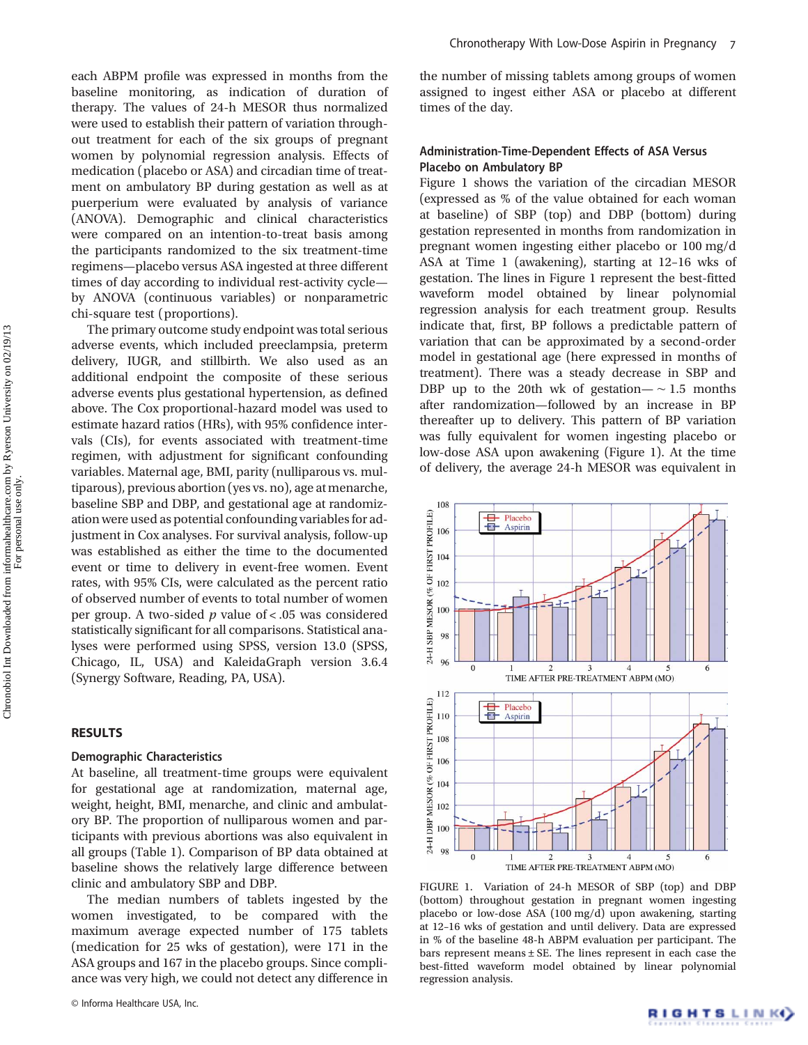each ABPM profile was expressed in months from the baseline monitoring, as indication of duration of therapy. The values of 24-h MESOR thus normalized were used to establish their pattern of variation throughout treatment for each of the six groups of pregnant women by polynomial regression analysis. Effects of medication (placebo or ASA) and circadian time of treatment on ambulatory BP during gestation as well as at puerperium were evaluated by analysis of variance (ANOVA). Demographic and clinical characteristics were compared on an intention-to-treat basis among the participants randomized to the six treatment-time regimens—placebo versus ASA ingested at three different times of day according to individual rest-activity cycle—by ANOVA (continuous variables) or nonparametric chi-square test (proportions).

The primary outcome study endpoint was total serious adverse events, which included preeclampsia, preterm delivery, IUGR, and stillbirth. We also used as an additional endpoint the composite of these serious adverse events plus gestational hypertension, as defined above. The Cox proportional-hazard model was used to estimate hazard ratios (HRs), with 95% confidence intervals (CIs), for events associated with treatment-time regimen, with adjustment for significant confounding variables. Maternal age, BMI, parity (nulliparous vs. multiparous), previous abortion (yes vs. no), age at menarche, baseline SBP and DBP, and gestational age at randomization were used as potential confounding variables for adjustment in Cox analyses. For survival analysis, follow-up was established as either the time to the documented event or time to delivery in event-free women. Event rates, with 95% CIs, were calculated as the percent ratio of observed number of events to total number of women per group. A two-sided $p$ value of $< .05$ was considered statistically significant for all comparisons. Statistical analyses were performed using SPSS, version 13.0 (SPSS, Chicago, IL, USA) and KaleidaGraph version 3.6.4 (Synergy Software, Reading, PA, USA).

## RESULTS

### Demographic Characteristics

At baseline, all treatment-time groups were equivalent for gestational age at randomization, maternal age, weight, height, BMI, menarche, and clinic and ambulatory BP. The proportion of nulliparous women and participants with previous abortions was also equivalent in all groups (Table 1). Comparison of BP data obtained at baseline shows the relatively large difference between clinic and ambulatory SBP and DBP.

The median numbers of tablets ingested by the women investigated, to be compared with the maximum average expected number of 175 tablets (medication for 25 wks of gestation), were 171 in the ASA groups and 167 in the placebo groups. Since compliance was very high, we could not detect any difference in the number of missing tablets among groups of women assigned to ingest either ASA or placebo at different times of the day.

### Administration-Time-Dependent Effects of ASA Versus Placebo on Ambulatory BP

Figure 1 shows the variation of the circadian MESOR (expressed as % of the value obtained for each woman at baseline) of SBP (top) and DBP (bottom) during gestation represented in months from randomization in pregnant women ingesting either placebo or 100 mg/d ASA at Time 1 (awakening), starting at 12–16 wks of gestation. The lines in Figure 1 represent the best-fitted waveform model obtained by linear polynomial regression analysis for each treatment group. Results indicate that, first, BP follows a predictable pattern of variation that can be approximated by a second-order model in gestational age (here expressed in months of treatment). There was a steady decrease in SBP and DBP up to the 20th wk of gestation— ~ 1.5 months after randomization—followed by an increase in BP thereafter up to delivery. This pattern of BP variation was fully equivalent for women ingesting placebo or low-dose ASA upon awakening (Figure 1). At the time of delivery, the average 24-h MESOR was equivalent in

FIGURE 1. Variation of 24-h MESOR of SBP (top) and DBP (bottom) throughout gestation in pregnant women ingesting placebo or low-dose ASA (100 mg/d) upon awakening, starting at 12–16 wks of gestation and until delivery. Data are expressed in % of the baseline 48-h ABPM evaluation per participant. The bars represent means ± SE. The lines represent in each case the best-fitted waveform model obtained by linear polynomial regression analysis.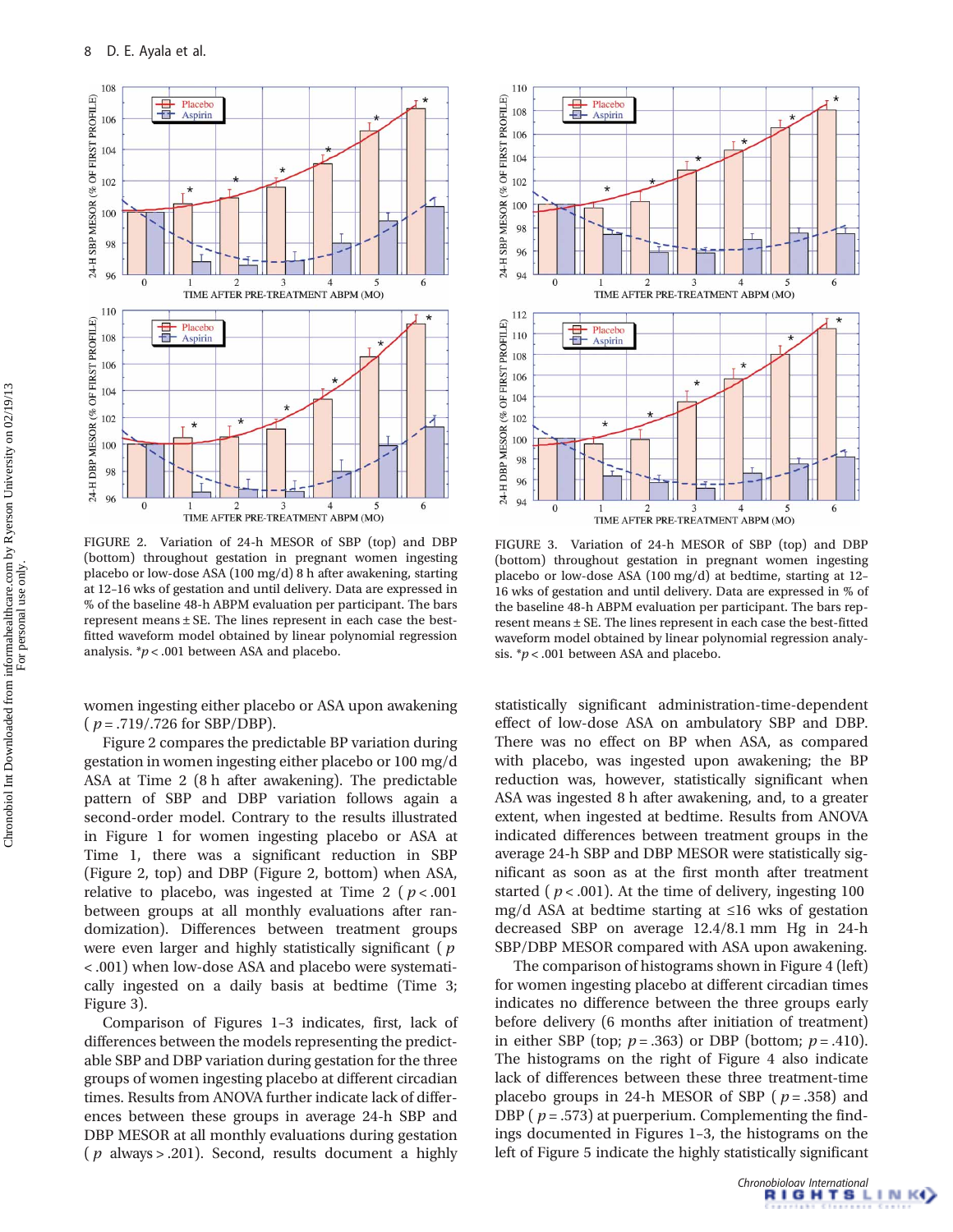FIGURE 2. Variation of 24-h MESOR of SBP (top) and DBP (bottom) throughout gestation in pregnant women ingesting placebo or low-dose ASA (100 mg/d) 8 h after awakening, starting at 12–16 wks of gestation and until delivery. Data are expressed in % of the baseline 48-h ABPM evaluation per participant. The bars represent means ± SE. The lines represent in each case the best-fitted waveform model obtained by linear polynomial regression analysis. *$p < .001$ between ASA and placebo.

FIGURE 3. Variation of 24-h MESOR of SBP (top) and DBP (bottom) throughout gestation in pregnant women ingesting placebo or low-dose ASA (100 mg/d) at bedtime, starting at 12–16 wks of gestation and until delivery. Data are expressed in % of the baseline 48-h ABPM evaluation per participant. The bars represent means ± SE. The lines represent in each case the best-fitted waveform model obtained by linear polynomial regression analysis. *$p < .001$ between ASA and placebo.

women ingesting either placebo or ASA upon awakening ($p = .719/.726$ for SBP/DBP).

Figure 2 compares the predictable BP variation during gestation in women ingesting either placebo or 100 mg/d ASA at Time 2 (8 h after awakening). The predictable pattern of SBP and DBP variation follows again a second-order model. Contrary to the results illustrated in Figure 1 for women ingesting placebo or ASA at Time 1, there was a significant reduction in SBP (Figure 2, top) and DBP (Figure 2, bottom) when ASA, relative to placebo, was ingested at Time 2 ($p < .001$ between groups at all monthly evaluations after randomization). Differences between treatment groups were even larger and highly statistically significant ($p < .001$) when low-dose ASA and placebo were systematically ingested on a daily basis at bedtime (Time 3; Figure 3).

Comparison of Figures 1–3 indicates, first, lack of differences between the models representing the predictable SBP and DBP variation during gestation for the three groups of women ingesting placebo at different circadian times. Results from ANOVA further indicate lack of differences between these groups in average 24-h SBP and DBP MESOR at all monthly evaluations during gestation ($p$ always $> .201$). Second, results document a highly statistically significant administration-time-dependent effect of low-dose ASA on ambulatory SBP and DBP. There was no effect on BP when ASA, as compared with placebo, was ingested upon awakening; the BP reduction was, however, statistically significant when ASA was ingested 8 h after awakening, and, to a greater extent, when ingested at bedtime. Results from ANOVA indicated differences between treatment groups in the average 24-h SBP and DBP MESOR were statistically significant as soon as at the first month after treatment started ($p < .001$). At the time of delivery, ingesting 100 mg/d ASA at bedtime starting at ≤16 wks of gestation decreased SBP on average 12.4/8.1 mm Hg in 24-h SBP/DBP MESOR compared with ASA upon awakening.

The comparison of histograms shown in Figure 4 (left) for women ingesting placebo at different circadian times indicates no difference between the three groups early before delivery (6 months after initiation of treatment) in either SBP (top; $p = .363$) or DBP (bottom; $p = .410$). The histograms on the right of Figure 4 also indicate lack of differences between these three treatment-time placebo groups in 24-h MESOR of SBP ($p = .358$) and DBP ($p = .573$) at puerperium. Complementing the findings documented in Figures 1–3, the histograms on the left of Figure 5 indicate the highly statistically significant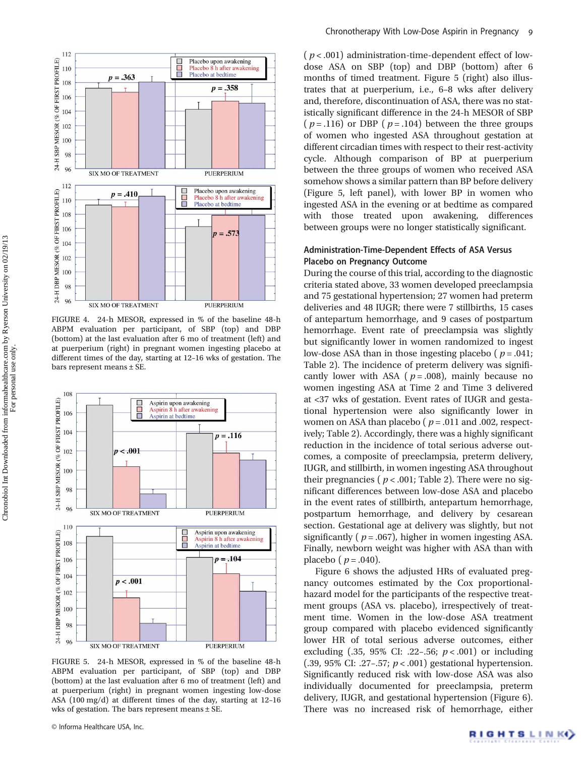FIGURE 4. 24-h MESOR, expressed in % of the baseline 48-h ABPM evaluation per participant, of SBP (top) and DBP (bottom) at the last evaluation after 6 mo of treatment (left) and at puerperium (right) in pregnant women ingesting placebo at different times of the day, starting at 12–16 wks of gestation. The bars represent means ± SE.

FIGURE 5. 24-h MESOR, expressed in % of the baseline 48-h ABPM evaluation per participant, of SBP (top) and DBP (bottom) at the last evaluation after 6 mo of treatment (left) and at puerperium (right) in pregnant women ingesting low-dose ASA (100 mg/d) at different times of the day, starting at 12–16 wks of gestation. The bars represent means ± SE.

($p < .001$) administration-time-dependent effect of low-dose ASA on SBP (top) and DBP (bottom) after 6 months of timed treatment. Figure 5 (right) also illustrates that at puerperium, i.e., 6–8 wks after delivery and, therefore, discontinuation of ASA, there was no statistically significant difference in the 24-h MESOR of SBP ($p = .116$) or DBP ($p = .104$) between the three groups of women who ingested ASA throughout gestation at different circadian times with respect to their rest-activity cycle. Although comparison of BP at puerperium between the three groups of women who received ASA somehow shows a similar pattern than BP before delivery (Figure 5, left panel), with lower BP in women who ingested ASA in the evening or at bedtime as compared with those treated upon awakening, differences between groups were no longer statistically significant.

### Administration-Time-Dependent Effects of ASA Versus Placebo on Pregnancy Outcome

During the course of this trial, according to the diagnostic criteria stated above, 33 women developed preeclampsia and 75 gestational hypertension; 27 women had preterm deliveries and 48 IUGR; there were 7 stillbirths, 15 cases of antepartum hemorrhage, and 9 cases of postpartum hemorrhage. Event rate of preeclampsia was slightly but significantly lower in women randomized to ingest low-dose ASA than in those ingesting placebo ($p = .041$; Table 2). The incidence of preterm delivery was significantly lower with ASA ($p = .008$), mainly because no women ingesting ASA at Time 2 and Time 3 delivered at <37 wks of gestation. Event rates of IUGR and gestational hypertension were also significantly lower in women on ASA than placebo ($p = .011$ and .002, respectively; Table 2). Accordingly, there was a highly significant reduction in the incidence of total serious adverse outcomes, a composite of preeclampsia, preterm delivery, IUGR, and stillbirth, in women ingesting ASA throughout their pregnancies ($p < .001$; Table 2). There were no significant differences between low-dose ASA and placebo in the event rates of stillbirth, antepartum hemorrhage, postpartum hemorrhage, and delivery by cesarean section. Gestational age at delivery was slightly, but not significantly ($p = .067$), higher in women ingesting ASA. Finally, newborn weight was higher with ASA than with placebo ($p = .040$).

Figure 6 shows the adjusted HRs of evaluated pregnancy outcomes estimated by the Cox proportional-hazard model for the participants of the respective treatment groups (ASA vs. placebo), irrespectively of treatment time. Women in the low-dose ASA treatment group compared with placebo evidenced significantly lower HR of total serious adverse outcomes, either excluding (.35, 95% CI: .22–.56; $p < .001$) or including (.39, 95% CI: .27–.57; $p < .001$) gestational hypertension. Significantly reduced risk with low-dose ASA was also individually documented for preeclampsia, preterm delivery, IUGR, and gestational hypertension (Figure 6). There was no increased risk of hemorrhage, either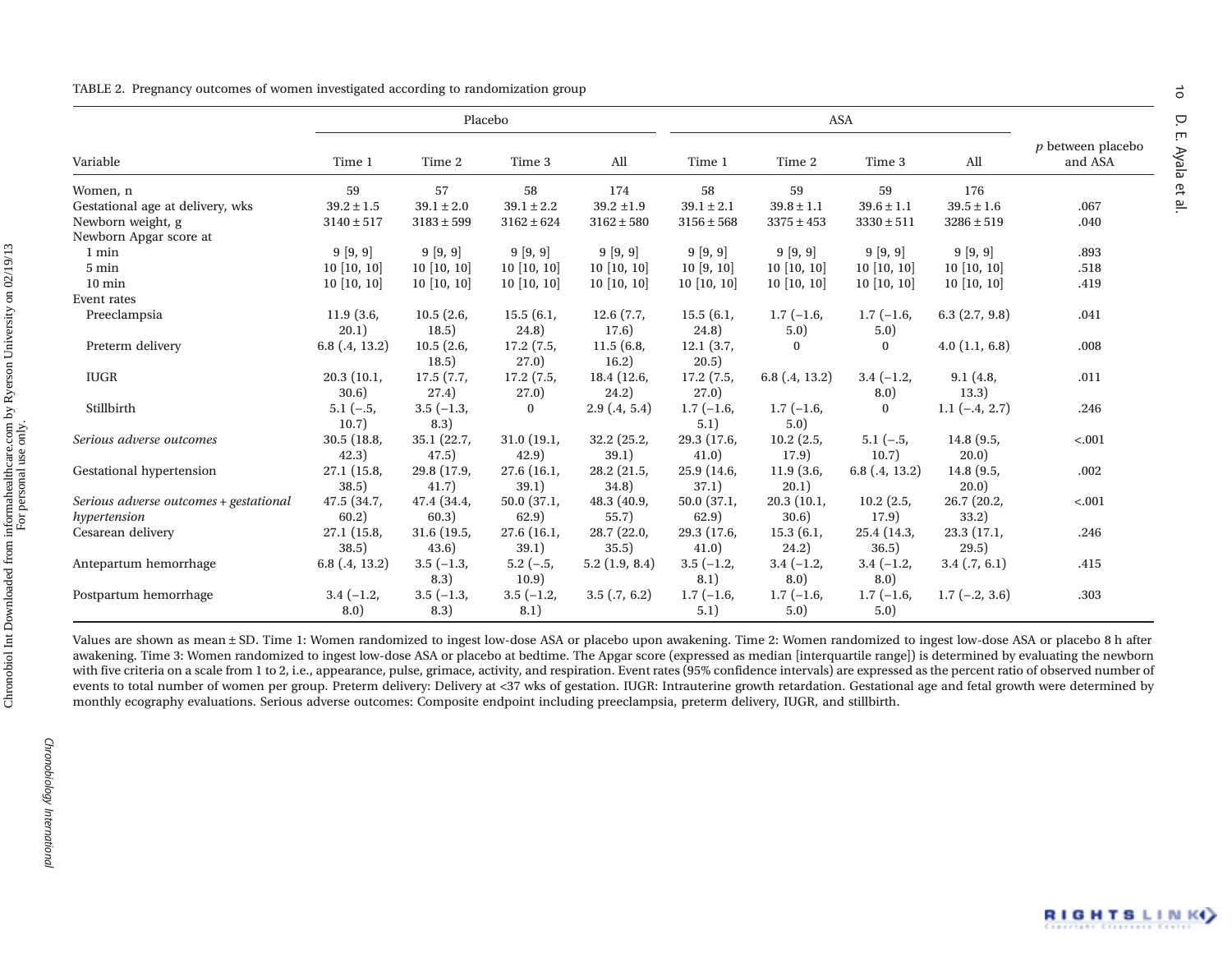TABLE 2. Pregnancy outcomes of women investigated according to randomization group

| Variable | Placebo | | | | ASA | | | | $p$ between placebo and ASA |
|---|---|---|---|---|---|---|---|---|---|
| | Time 1 | Time 2 | Time 3 | All | Time 1 | Time 2 | Time 3 | All | |
| Women, n | 59 | 57 | 58 | 174 | 58 | 59 | 59 | 176 | |
| Gestational age at delivery, wks | 39.2 ± 1.5 | 39.1 ± 2.0 | 39.1 ± 2.2 | 39.2 ±1.9 | 39.1 ± 2.1 | 39.8 ± 1.1 | 39.6 ± 1.1 | 39.5 ± 1.6 | .067 |
| Newborn weight, g | 3140 ± 517 | 3183 ± 599 | 3162 ± 624 | 3162 ± 580 | 3156 ± 568 | 3375 ± 453 | 3330 ± 511 | 3286 ± 519 | .040 |
| Newborn Apgar score at | | | | | | | | | |
| 1 min | 9 [9, 9] | 9 [9, 9] | 9 [9, 9] | 9 [9, 9] | 9 [9, 9] | 9 [9, 9] | 9 [9, 9] | 9 [9, 9] | .893 |
| 5 min | 10 [10, 10] | 10 [10, 10] | 10 [10, 10] | 10 [10, 10] | 10 [9, 10] | 10 [10, 10] | 10 [10, 10] | 10 [10, 10] | .518 |
| 10 min | 10 [10, 10] | 10 [10, 10] | 10 [10, 10] | 10 [10, 10] | 10 [10, 10] | 10 [10, 10] | 10 [10, 10] | 10 [10, 10] | .419 |
| Event rates | | | | | | | | | |
| Preeclampsia | 11.9 (3.6, 20.1) | 10.5 (2.6, 18.5) | 15.5 (6.1, 24.8) | 12.6 (7.7, 17.6) | 15.5 (6.1, 24.8) | 1.7 (−1.6, 5.0) | 1.7 (−1.6, 5.0) | 6.3 (2.7, 9.8) | .041 |
| Preterm delivery | 6.8 (.4, 13.2) | 10.5 (2.6, 18.5) | 17.2 (7.5, 27.0) | 11.5 (6.8, 16.2) | 12.1 (3.7, 20.5) | 0 | 0 | 4.0 (1.1, 6.8) | .008 |
| IUGR | 20.3 (10.1, 30.6) | 17.5 (7.7, 27.4) | 17.2 (7.5, 27.0) | 18.4 (12.6, 24.2) | 17.2 (7.5, 27.0) | 6.8 (.4, 13.2) | 3.4 (−1.2, 8.0) | 9.1 (4.8, 13.3) | .011 |
| Stillbirth | 5.1 (−.5, 10.7) | 3.5 (−1.3, 8.3) | 0 | 2.9 (.4, 5.4) | 1.7 (−1.6, 5.1) | 1.7 (−1.6, 5.0) | 0 | 1.1 (−.4, 2.7) | .246 |
| *Serious adverse outcomes* | 30.5 (18.8, 42.3) | 35.1 (22.7, 47.5) | 31.0 (19.1, 42.9) | 32.2 (25.2, 39.1) | 29.3 (17.6, 41.0) | 10.2 (2.5, 17.9) | 5.1 (−.5, 10.7) | 14.8 (9.5, 20.0) | <.001 |
| Gestational hypertension | 27.1 (15.8, 38.5) | 29.8 (17.9, 41.7) | 27.6 (16.1, 39.1) | 28.2 (21.5, 34.8) | 25.9 (14.6, 37.1) | 11.9 (3.6, 20.1) | 6.8 (.4, 13.2) | 14.8 (9.5, 20.0) | .002 |
| *Serious adverse outcomes + gestational hypertension* | 47.5 (34.7, 60.2) | 47.4 (34.4, 60.3) | 50.0 (37.1, 62.9) | 48.3 (40.9, 55.7) | 50.0 (37.1, 62.9) | 20.3 (10.1, 30.6) | 10.2 (2.5, 17.9) | 26.7 (20.2, 33.2) | <.001 |
| Cesarean delivery | 27.1 (15.8, 38.5) | 31.6 (19.5, 43.6) | 27.6 (16.1, 39.1) | 28.7 (22.0, 35.5) | 29.3 (17.6, 41.0) | 15.3 (6.1, 24.2) | 25.4 (14.3, 36.5) | 23.3 (17.1, 29.5) | .246 |
| Antepartum hemorrhage | 6.8 (.4, 13.2) | 3.5 (−1.3, 8.3) | 5.2 (−.5, 10.9) | 5.2 (1.9, 8.4) | 3.5 (−1.2, 8.1) | 3.4 (−1.2, 8.0) | 3.4 (−1.2, 8.0) | 3.4 (.7, 6.1) | .415 |
| Postpartum hemorrhage | 3.4 (−1.2, 8.0) | 3.5 (−1.3, 8.3) | 3.5 (−1.2, 8.1) | 3.5 (.7, 6.2) | 1.7 (−1.6, 5.1) | 1.7 (−1.6, 5.0) | 1.7 (−1.6, 5.0) | 1.7 (−.2, 3.6) | .303 |

Values are shown as mean ± SD. Time 1: Women randomized to ingest low-dose ASA or placebo upon awakening. Time 2: Women randomized to ingest low-dose ASA or placebo 8 h after awakening. Time 3: Women randomized to ingest low-dose ASA or placebo at bedtime. The Apgar score (expressed as median [interquartile range]) is determined by evaluating the newborn with five criteria on a scale from 1 to 2, i.e., appearance, pulse, grimace, activity, and respiration. Event rates (95% confidence intervals) are expressed as the percent ratio of observed number of events to total number of women per group. Preterm delivery: Delivery at <37 wks of gestation. IUGR: Intrauterine growth retardation. Gestational age and fetal growth were determined by monthly ecography evaluations. Serious adverse outcomes: Composite endpoint including preeclampsia, preterm delivery, IUGR, and stillbirth.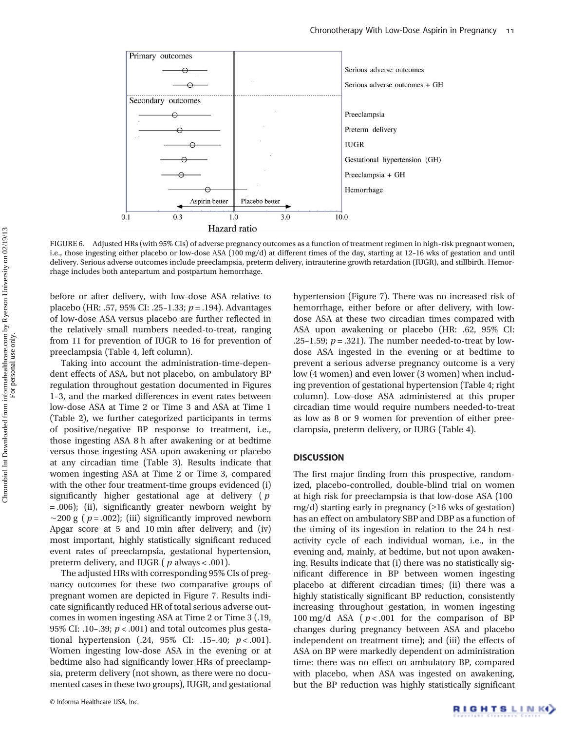FIGURE 6. Adjusted HRs (with 95% CIs) of adverse pregnancy outcomes as a function of treatment regimen in high-risk pregnant women, i.e., those ingesting either placebo or low-dose ASA (100 mg/d) at different times of the day, starting at 12–16 wks of gestation and until delivery. Serious adverse outcomes include preeclampsia, preterm delivery, intrauterine growth retardation (IUGR), and stillbirth. Hemorrhage includes both antepartum and postpartum hemorrhage.

before or after delivery, with low-dose ASA relative to placebo (HR: .57, 95% CI: .25–1.33; $p = .194$). Advantages of low-dose ASA versus placebo are further reflected in the relatively small numbers needed-to-treat, ranging from 11 for prevention of IUGR to 16 for prevention of preeclampsia (Table 4, left column).

Taking into account the administration-time-dependent effects of ASA, but not placebo, on ambulatory BP regulation throughout gestation documented in Figures 1–3, and the marked differences in event rates between low-dose ASA at Time 2 or Time 3 and ASA at Time 1 (Table 2), we further categorized participants in terms of positive/negative BP response to treatment, i.e., those ingesting ASA 8 h after awakening or at bedtime versus those ingesting ASA upon awakening or placebo at any circadian time (Table 3). Results indicate that women ingesting ASA at Time 2 or Time 3, compared with the other four treatment-time groups evidenced (i) significantly higher gestational age at delivery ($p = .006$); (ii), significantly greater newborn weight by ~200 g ($p = .002$); (iii) significantly improved newborn Apgar score at 5 and 10 min after delivery; and (iv) most important, highly statistically significant reduced event rates of preeclampsia, gestational hypertension, preterm delivery, and IUGR ($p$ always $< .001$).

The adjusted HRs with corresponding 95% CIs of pregnancy outcomes for these two comparative groups of pregnant women are depicted in Figure 7. Results indicate significantly reduced HR of total serious adverse outcomes in women ingesting ASA at Time 2 or Time 3 (.19, 95% CI: .10–.39; $p < .001$) and total outcomes plus gestational hypertension (.24, 95% CI: .15–.40; $p < .001$). Women ingesting low-dose ASA in the evening or at bedtime also had significantly lower HRs of preeclampsia, preterm delivery (not shown, as there were no documented cases in these two groups), IUGR, and gestational hypertension (Figure 7). There was no increased risk of hemorrhage, either before or after delivery, with low-dose ASA at these two circadian times compared with ASA upon awakening or placebo (HR: .62, 95% CI: .25–1.59; $p = .321$). The number needed-to-treat by low-dose ASA ingested in the evening or at bedtime to prevent a serious adverse pregnancy outcome is a very low (4 women) and even lower (3 women) when including prevention of gestational hypertension (Table 4; right column). Low-dose ASA administered at this proper circadian time would require numbers needed-to-treat as low as 8 or 9 women for prevention of either preeclampsia, preterm delivery, or IURG (Table 4).

## DISCUSSION

The first major finding from this prospective, randomized, placebo-controlled, double-blind trial on women at high risk for preeclampsia is that low-dose ASA (100 mg/d) starting early in pregnancy (≥16 wks of gestation) has an effect on ambulatory SBP and DBP as a function of the timing of its ingestion in relation to the 24 h rest-activity cycle of each individual woman, i.e., in the evening and, mainly, at bedtime, but not upon awakening. Results indicate that (i) there was no statistically significant difference in BP between women ingesting placebo at different circadian times; (ii) there was a highly statistically significant BP reduction, consistently increasing throughout gestation, in women ingesting 100 mg/d ASA ($p < .001$ for the comparison of BP changes during pregnancy between ASA and placebo independent on treatment time); and (iii) the effects of ASA on BP were markedly dependent on administration time: there was no effect on ambulatory BP, compared with placebo, when ASA was ingested on awakening, but the BP reduction was highly statistically significant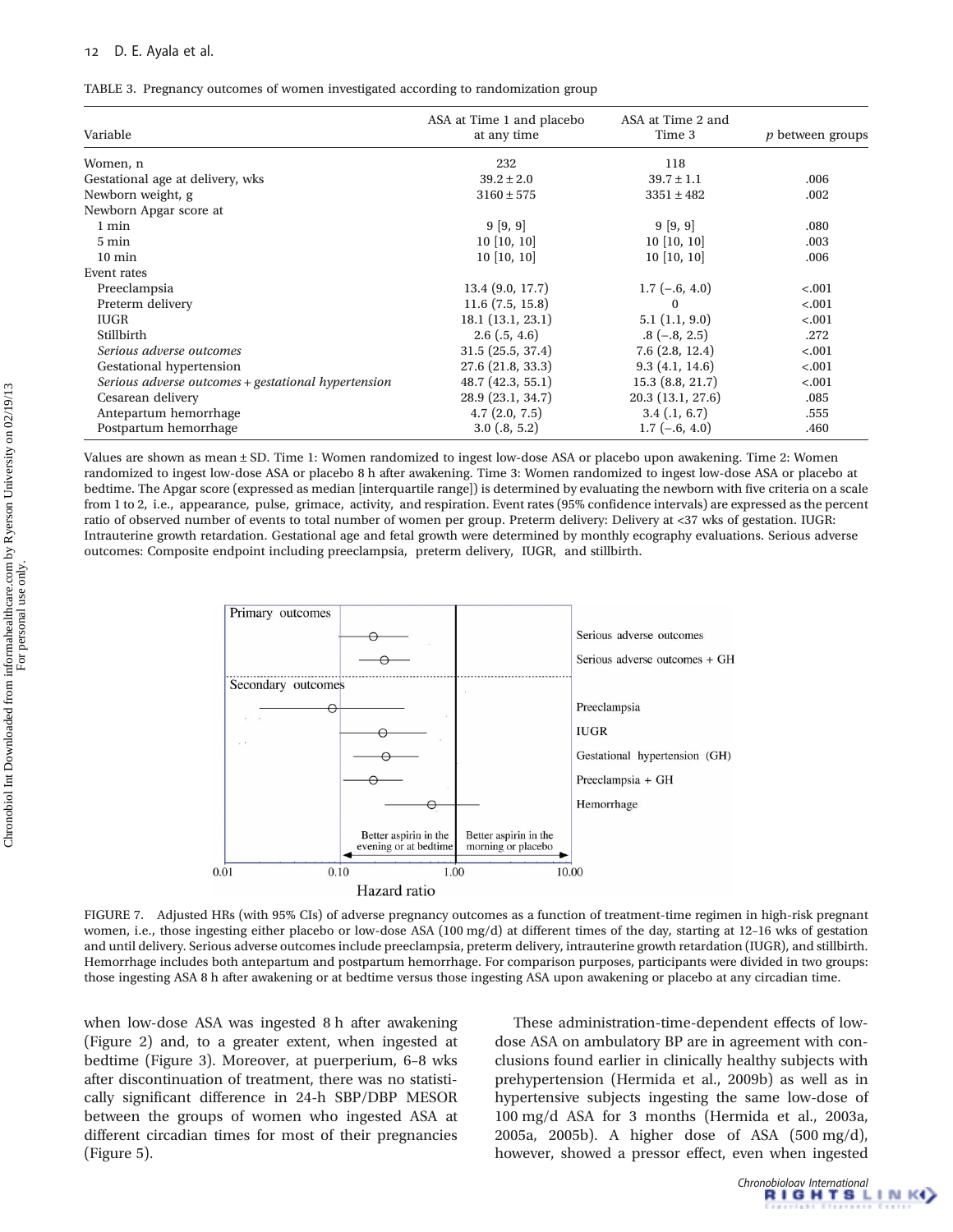TABLE 3. Pregnancy outcomes of women investigated according to randomization group

| Variable | ASA at Time 1 and placebo at any time | ASA at Time 2 and Time 3 | $p$ between groups |
|---|---|---|---|
| Women, n | 232 | 118 | |
| Gestational age at delivery, wks | 39.2 ± 2.0 | 39.7 ± 1.1 | .006 |
| Newborn weight, g | 3160 ± 575 | 3351 ± 482 | .002 |
| Newborn Apgar score at | | | |
| 1 min | 9 [9, 9] | 9 [9, 9] | .080 |
| 5 min | 10 [10, 10] | 10 [10, 10] | .003 |
| 10 min | 10 [10, 10] | 10 [10, 10] | .006 |
| Event rates | | | |
| Preeclampsia | 13.4 (9.0, 17.7) | 1.7 (−.6, 4.0) | <.001 |
| Preterm delivery | 11.6 (7.5, 15.8) | 0 | <.001 |
| IUGR | 18.1 (13.1, 23.1) | 5.1 (1.1, 9.0) | <.001 |
| Stillbirth | 2.6 (.5, 4.6) | .8 (−.8, 2.5) | .272 |
| *Serious adverse outcomes* | 31.5 (25.5, 37.4) | 7.6 (2.8, 12.4) | <.001 |
| Gestational hypertension | 27.6 (21.8, 33.3) | 9.3 (4.1, 14.6) | <.001 |
| *Serious adverse outcomes + gestational hypertension* | 48.7 (42.3, 55.1) | 15.3 (8.8, 21.7) | <.001 |
| Cesarean delivery | 28.9 (23.1, 34.7) | 20.3 (13.1, 27.6) | .085 |
| Antepartum hemorrhage | 4.7 (2.0, 7.5) | 3.4 (.1, 6.7) | .555 |
| Postpartum hemorrhage | 3.0 (.8, 5.2) | 1.7 (−.6, 4.0) | .460 |

Values are shown as mean ± SD. Time 1: Women randomized to ingest low-dose ASA or placebo upon awakening. Time 2: Women randomized to ingest low-dose ASA or placebo 8 h after awakening. Time 3: Women randomized to ingest low-dose ASA or placebo at bedtime. The Apgar score (expressed as median [interquartile range]) is determined by evaluating the newborn with five criteria on a scale from 1 to 2, i.e., appearance, pulse, grimace, activity, and respiration. Event rates (95% confidence intervals) are expressed as the percent ratio of observed number of events to total number of women per group. Preterm delivery: Delivery at <37 wks of gestation. IUGR: Intrauterine growth retardation. Gestational age and fetal growth were determined by monthly ecography evaluations. Serious adverse outcomes: Composite endpoint including preeclampsia, preterm delivery, IUGR, and stillbirth.

FIGURE 7. Adjusted HRs (with 95% CIs) of adverse pregnancy outcomes as a function of treatment-time regimen in high-risk pregnant women, i.e., those ingesting either placebo or low-dose ASA (100 mg/d) at different times of the day, starting at 12–16 wks of gestation and until delivery. Serious adverse outcomes include preeclampsia, preterm delivery, intrauterine growth retardation (IUGR), and stillbirth. Hemorrhage includes both antepartum and postpartum hemorrhage. For comparison purposes, participants were divided in two groups: those ingesting ASA 8 h after awakening or at bedtime versus those ingesting ASA upon awakening or placebo at any circadian time.

when low-dose ASA was ingested 8 h after awakening (Figure 2) and, to a greater extent, when ingested at bedtime (Figure 3). Moreover, at puerperium, 6–8 wks after discontinuation of treatment, there was no statistically significant difference in 24-h SBP/DBP MESOR between the groups of women who ingested ASA at different circadian times for most of their pregnancies (Figure 5).

These administration-time-dependent effects of low-dose ASA on ambulatory BP are in agreement with conclusions found earlier in clinically healthy subjects with prehypertension (Hermida et al., 2009b) as well as in hypertensive subjects ingesting the same low-dose of 100 mg/d ASA for 3 months (Hermida et al., 2003a, 2005a, 2005b). A higher dose of ASA (500 mg/d), however, showed a pressor effect, even when ingested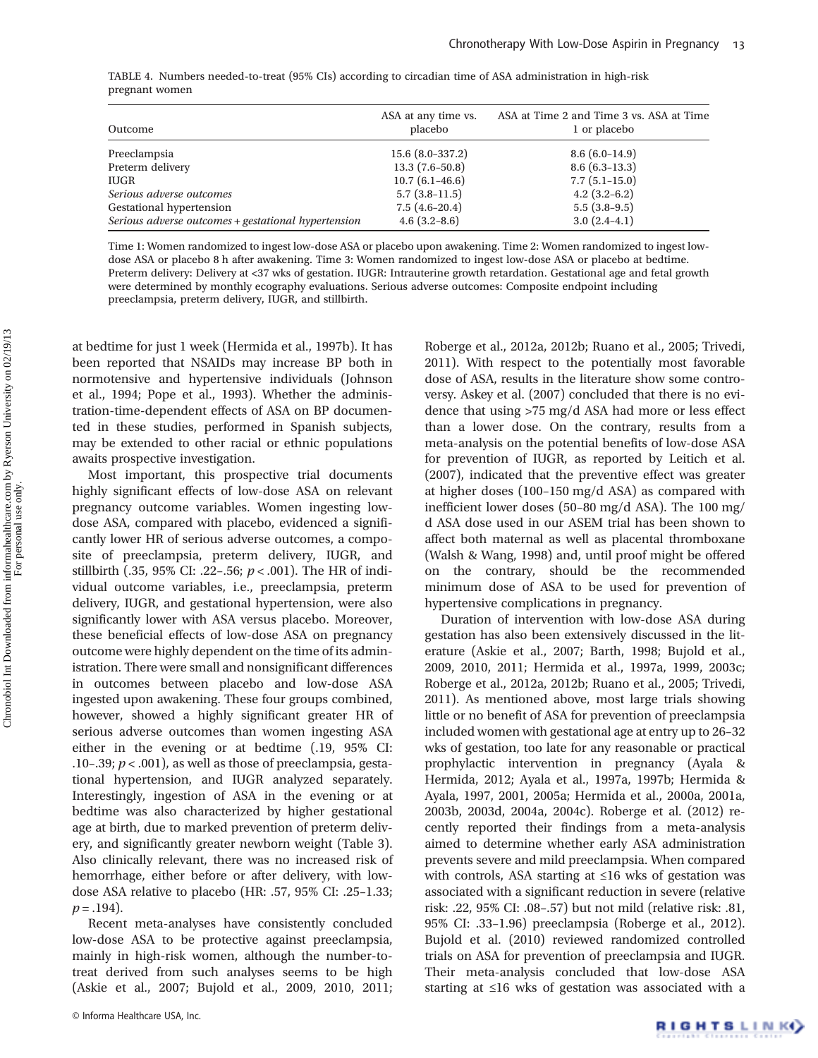TABLE 4. Numbers needed-to-treat (95% CIs) according to circadian time of ASA administration in high-risk pregnant women

| Outcome | ASA at any time vs. placebo | ASA at Time 2 and Time 3 vs. ASA at Time 1 or placebo |
|---|---|---|
| Preeclampsia | 15.6 (8.0–337.2) | 8.6 (6.0–14.9) |
| Preterm delivery | 13.3 (7.6–50.8) | 8.6 (6.3–13.3) |
| IUGR | 10.7 (6.1–46.6) | 7.7 (5.1–15.0) |
| *Serious adverse outcomes* | 5.7 (3.8–11.5) | 4.2 (3.2–6.2) |
| Gestational hypertension | 7.5 (4.6–20.4) | 5.5 (3.8–9.5) |
| *Serious adverse outcomes + gestational hypertension* | 4.6 (3.2–8.6) | 3.0 (2.4–4.1) |

Time 1: Women randomized to ingest low-dose ASA or placebo upon awakening. Time 2: Women randomized to ingest low-dose ASA or placebo 8 h after awakening. Time 3: Women randomized to ingest low-dose ASA or placebo at bedtime. Preterm delivery: Delivery at <37 wks of gestation. IUGR: Intrauterine growth retardation. Gestational age and fetal growth were determined by monthly ecography evaluations. Serious adverse outcomes: Composite endpoint including preeclampsia, preterm delivery, IUGR, and stillbirth.

at bedtime for just 1 week (Hermida et al., 1997b). It has been reported that NSAIDs may increase BP both in normotensive and hypertensive individuals (Johnson et al., 1994; Pope et al., 1993). Whether the administration-time-dependent effects of ASA on BP documented in these studies, performed in Spanish subjects, may be extended to other racial or ethnic populations awaits prospective investigation.

Most important, this prospective trial documents highly significant effects of low-dose ASA on relevant pregnancy outcome variables. Women ingesting low-dose ASA, compared with placebo, evidenced a significantly lower HR of serious adverse outcomes, a composite of preeclampsia, preterm delivery, IUGR, and stillbirth (.35, 95% CI: .22–.56; $p < .001$). The HR of individual outcome variables, i.e., preeclampsia, preterm delivery, IUGR, and gestational hypertension, were also significantly lower with ASA versus placebo. Moreover, these beneficial effects of low-dose ASA on pregnancy outcome were highly dependent on the time of its administration. There were small and nonsignificant differences in outcomes between placebo and low-dose ASA ingested upon awakening. These four groups combined, however, showed a highly significant greater HR of serious adverse outcomes than women ingesting ASA either in the evening or at bedtime (.19, 95% CI: .10–.39; $p < .001$), as well as those of preeclampsia, gestational hypertension, and IUGR analyzed separately. Interestingly, ingestion of ASA in the evening or at bedtime was also characterized by higher gestational age at birth, due to marked prevention of preterm delivery, and significantly greater newborn weight (Table 3). Also clinically relevant, there was no increased risk of hemorrhage, either before or after delivery, with low-dose ASA relative to placebo (HR: .57, 95% CI: .25–1.33; $p = .194$).

Recent meta-analyses have consistently concluded low-dose ASA to be protective against preeclampsia, mainly in high-risk women, although the number-to-treat derived from such analyses seems to be high (Askie et al., 2007; Bujold et al., 2009, 2010, 2011; Roberge et al., 2012a, 2012b; Ruano et al., 2005; Trivedi, 2011). With respect to the potentially most favorable dose of ASA, results in the literature show some controversy. Askey et al. (2007) concluded that there is no evidence that using >75 mg/d ASA had more or less effect than a lower dose. On the contrary, results from a meta-analysis on the potential benefits of low-dose ASA for prevention of IUGR, as reported by Leitich et al. (2007), indicated that the preventive effect was greater at higher doses (100–150 mg/d ASA) as compared with inefficient lower doses (50–80 mg/d ASA). The 100 mg/d ASA dose used in our ASEM trial has been shown to affect both maternal as well as placental thromboxane (Walsh & Wang, 1998) and, until proof might be offered on the contrary, should be the recommended minimum dose of ASA to be used for prevention of hypertensive complications in pregnancy.

Duration of intervention with low-dose ASA during gestation has also been extensively discussed in the literature (Askie et al., 2007; Barth, 1998; Bujold et al., 2009, 2010, 2011; Hermida et al., 1997a, 1999, 2003c; Roberge et al., 2012a, 2012b; Ruano et al., 2005; Trivedi, 2011). As mentioned above, most large trials showing little or no benefit of ASA for prevention of preeclampsia included women with gestational age at entry up to 26–32 wks of gestation, too late for any reasonable or practical prophylactic intervention in pregnancy (Ayala & Hermida, 2012; Ayala et al., 1997a, 1997b; Hermida & Ayala, 1997, 2001, 2005a; Hermida et al., 2000a, 2001a, 2003b, 2003d, 2004a, 2004c). Roberge et al. (2012) recently reported their findings from a meta-analysis aimed to determine whether early ASA administration prevents severe and mild preeclampsia. When compared with controls, ASA starting at ≤16 wks of gestation was associated with a significant reduction in severe (relative risk: .22, 95% CI: .08–.57) but not mild (relative risk: .81, 95% CI: .33–1.96) preeclampsia (Roberge et al., 2012). Bujold et al. (2010) reviewed randomized controlled trials on ASA for prevention of preeclampsia and IUGR. Their meta-analysis concluded that low-dose ASA starting at ≤16 wks of gestation was associated with a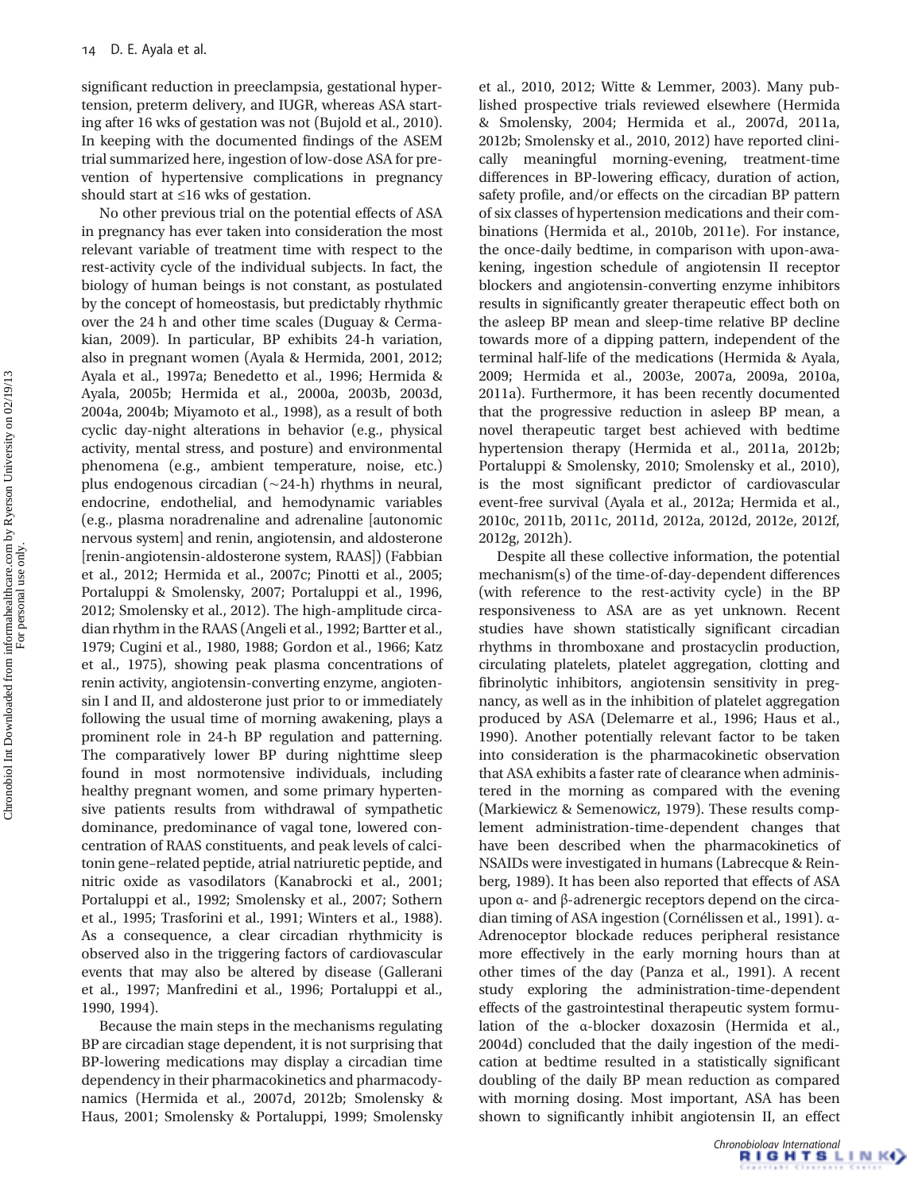significant reduction in preeclampsia, gestational hypertension, preterm delivery, and IUGR, whereas ASA starting after 16 wks of gestation was not (Bujold et al., 2010). In keeping with the documented findings of the ASEM trial summarized here, ingestion of low-dose ASA for prevention of hypertensive complications in pregnancy should start at ≤16 wks of gestation.

No other previous trial on the potential effects of ASA in pregnancy has ever taken into consideration the most relevant variable of treatment time with respect to the rest-activity cycle of the individual subjects. In fact, the biology of human beings is not constant, as postulated by the concept of homeostasis, but predictably rhythmic over the 24 h and other time scales (Duguay & Cermakian, 2009). In particular, BP exhibits 24-h variation, also in pregnant women (Ayala & Hermida, 2001, 2012; Ayala et al., 1997a; Benedetto et al., 1996; Hermida & Ayala, 2005b; Hermida et al., 2000a, 2003b, 2003d, 2004a, 2004b; Miyamoto et al., 1998), as a result of both cyclic day-night alterations in behavior (e.g., physical activity, mental stress, and posture) and environmental phenomena (e.g., ambient temperature, noise, etc.) plus endogenous circadian (~24-h) rhythms in neural, endocrine, endothelial, and hemodynamic variables (e.g., plasma noradrenaline and adrenaline [autonomic nervous system] and renin, angiotensin, and aldosterone [renin-angiotensin-aldosterone system, RAAS]) (Fabbian et al., 2012; Hermida et al., 2007c; Pinotti et al., 2005; Portaluppi & Smolensky, 2007; Portaluppi et al., 1996, 2012; Smolensky et al., 2012). The high-amplitude circadian rhythm in the RAAS (Angeli et al., 1992; Bartter et al., 1979; Cugini et al., 1980, 1988; Gordon et al., 1966; Katz et al., 1975), showing peak plasma concentrations of renin activity, angiotensin-converting enzyme, angiotensin I and II, and aldosterone just prior to or immediately following the usual time of morning awakening, plays a prominent role in 24-h BP regulation and patterning. The comparatively lower BP during nighttime sleep found in most normotensive individuals, including healthy pregnant women, and some primary hypertensive patients results from withdrawal of sympathetic dominance, predominance of vagal tone, lowered concentration of RAAS constituents, and peak levels of calcitonin gene–related peptide, atrial natriuretic peptide, and nitric oxide as vasodilators (Kanabrocki et al., 2001; Portaluppi et al., 1992; Smolensky et al., 2007; Sothern et al., 1995; Trasforini et al., 1991; Winters et al., 1988). As a consequence, a clear circadian rhythmicity is observed also in the triggering factors of cardiovascular events that may also be altered by disease (Gallerani et al., 1997; Manfredini et al., 1996; Portaluppi et al., 1990, 1994).

Because the main steps in the mechanisms regulating BP are circadian stage dependent, it is not surprising that BP-lowering medications may display a circadian time dependency in their pharmacokinetics and pharmacodynamics (Hermida et al., 2007d, 2012b; Smolensky & Haus, 2001; Smolensky & Portaluppi, 1999; Smolensky et al., 2010, 2012; Witte & Lemmer, 2003). Many published prospective trials reviewed elsewhere (Hermida & Smolensky, 2004; Hermida et al., 2007d, 2011a, 2012b; Smolensky et al., 2010, 2012) have reported clinically meaningful morning-evening, treatment-time differences in BP-lowering efficacy, duration of action, safety profile, and/or effects on the circadian BP pattern of six classes of hypertension medications and their combinations (Hermida et al., 2010b, 2011e). For instance, the once-daily bedtime, in comparison with upon-awakening, ingestion schedule of angiotensin II receptor blockers and angiotensin-converting enzyme inhibitors results in significantly greater therapeutic effect both on the asleep BP mean and sleep-time relative BP decline towards more of a dipping pattern, independent of the terminal half-life of the medications (Hermida & Ayala, 2009; Hermida et al., 2003e, 2007a, 2009a, 2010a, 2011a). Furthermore, it has been recently documented that the progressive reduction in asleep BP mean, a novel therapeutic target best achieved with bedtime hypertension therapy (Hermida et al., 2011a, 2012b; Portaluppi & Smolensky, 2010; Smolensky et al., 2010), is the most significant predictor of cardiovascular event-free survival (Ayala et al., 2012a; Hermida et al., 2010c, 2011b, 2011c, 2011d, 2012a, 2012d, 2012e, 2012f, 2012g, 2012h).

Despite all these collective information, the potential mechanism(s) of the time-of-day-dependent differences (with reference to the rest-activity cycle) in the BP responsiveness to ASA are as yet unknown. Recent studies have shown statistically significant circadian rhythms in thromboxane and prostacyclin production, circulating platelets, platelet aggregation, clotting and fibrinolytic inhibitors, angiotensin sensitivity in pregnancy, as well as in the inhibition of platelet aggregation produced by ASA (Delemarre et al., 1996; Haus et al., 1990). Another potentially relevant factor to be taken into consideration is the pharmacokinetic observation that ASA exhibits a faster rate of clearance when administered in the morning as compared with the evening (Markiewicz & Semenowicz, 1979). These results complement administration-time-dependent changes that have been described when the pharmacokinetics of NSAIDs were investigated in humans (Labrecque & Reinberg, 1989). It has been also reported that effects of ASA upon α- and β-adrenergic receptors depend on the circadian timing of ASA ingestion (Cornélissen et al., 1991). α-Adrenoceptor blockade reduces peripheral resistance more effectively in the early morning hours than at other times of the day (Panza et al., 1991). A recent study exploring the administration-time-dependent effects of the gastrointestinal therapeutic system formulation of the α-blocker doxazosin (Hermida et al., 2004d) concluded that the daily ingestion of the medication at bedtime resulted in a statistically significant doubling of the daily BP mean reduction as compared with morning dosing. Most important, ASA has been shown to significantly inhibit angiotensin II, an effect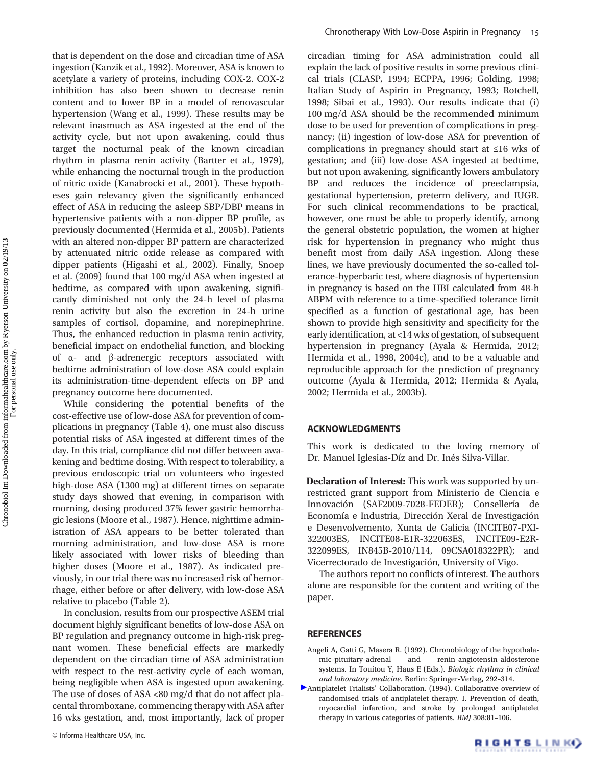that is dependent on the dose and circadian time of ASA ingestion (Kanzik et al., 1992). Moreover, ASA is known to acetylate a variety of proteins, including COX-2. COX-2 inhibition has also been shown to decrease renin content and to lower BP in a model of renovascular hypertension (Wang et al., 1999). These results may be relevant inasmuch as ASA ingested at the end of the activity cycle, but not upon awakening, could thus target the nocturnal peak of the known circadian rhythm in plasma renin activity (Bartter et al., 1979), while enhancing the nocturnal trough in the production of nitric oxide (Kanabrocki et al., 2001). These hypotheses gain relevancy given the significantly enhanced effect of ASA in reducing the asleep SBP/DBP means in hypertensive patients with a non-dipper BP profile, as previously documented (Hermida et al., 2005b). Patients with an altered non-dipper BP pattern are characterized by attenuated nitric oxide release as compared with dipper patients (Higashi et al., 2002). Finally, Snoep et al. (2009) found that 100 mg/d ASA when ingested at bedtime, as compared with upon awakening, significantly diminished not only the 24-h level of plasma renin activity but also the excretion in 24-h urine samples of cortisol, dopamine, and norepinephrine. Thus, the enhanced reduction in plasma renin activity, beneficial impact on endothelial function, and blocking of α- and β-adrenergic receptors associated with bedtime administration of low-dose ASA could explain its administration-time-dependent effects on BP and pregnancy outcome here documented.

While considering the potential benefits of the cost-effective use of low-dose ASA for prevention of complications in pregnancy (Table 4), one must also discuss potential risks of ASA ingested at different times of the day. In this trial, compliance did not differ between awakening and bedtime dosing. With respect to tolerability, a previous endoscopic trial on volunteers who ingested high-dose ASA (1300 mg) at different times on separate study days showed that evening, in comparison with morning, dosing produced 37% fewer gastric hemorrhagic lesions (Moore et al., 1987). Hence, nighttime administration of ASA appears to be better tolerated than morning administration, and low-dose ASA is more likely associated with lower risks of bleeding than higher doses (Moore et al., 1987). As indicated previously, in our trial there was no increased risk of hemorrhage, either before or after delivery, with low-dose ASA relative to placebo (Table 2).

In conclusion, results from our prospective ASEM trial document highly significant benefits of low-dose ASA on BP regulation and pregnancy outcome in high-risk pregnant women. These beneficial effects are markedly dependent on the circadian time of ASA administration with respect to the rest-activity cycle of each woman, being negligible when ASA is ingested upon awakening. The use of doses of ASA <80 mg/d that do not affect placental thromboxane, commencing therapy with ASA after 16 wks gestation, and, most importantly, lack of proper circadian timing for ASA administration could all explain the lack of positive results in some previous clinical trials (CLASP, 1994; ECPPA, 1996; Golding, 1998; Italian Study of Aspirin in Pregnancy, 1993; Rotchell, 1998; Sibai et al., 1993). Our results indicate that (i) 100 mg/d ASA should be the recommended minimum dose to be used for prevention of complications in pregnancy; (ii) ingestion of low-dose ASA for prevention of complications in pregnancy should start at ≤16 wks of gestation; and (iii) low-dose ASA ingested at bedtime, but not upon awakening, significantly lowers ambulatory BP and reduces the incidence of preeclampsia, gestational hypertension, preterm delivery, and IUGR. For such clinical recommendations to be practical, however, one must be able to properly identify, among the general obstetric population, the women at higher risk for hypertension in pregnancy who might thus benefit most from daily ASA ingestion. Along these lines, we have previously documented the so-called tolerance-hyperbaric test, where diagnosis of hypertension in pregnancy is based on the HBI calculated from 48-h ABPM with reference to a time-specified tolerance limit specified as a function of gestational age, has been shown to provide high sensitivity and specificity for the early identification, at <14 wks of gestation, of subsequent hypertension in pregnancy (Ayala & Hermida, 2012; Hermida et al., 1998, 2004c), and to be a valuable and reproducible approach for the prediction of pregnancy outcome (Ayala & Hermida, 2012; Hermida & Ayala, 2002; Hermida et al., 2003b).

## ACKNOWLEDGMENTS

This work is dedicated to the loving memory of Dr. Manuel Iglesias-Díz and Dr. Inés Silva-Villar.

**Declaration of Interest:** This work was supported by unrestricted grant support from Ministerio de Ciencia e Innovación (SAF2009-7028-FEDER); Consellería de Economía e Industria, Dirección Xeral de Investigación e Desenvolvemento, Xunta de Galicia (INCITE07-PXI-322003ES, INCITE08-E1R-322063ES, INCITE09-E2R-322099ES, IN845B-2010/114, 09CSA018322PR); and Vicerrectorado de Investigación, University of Vigo.

The authors report no conflicts of interest. The authors alone are responsible for the content and writing of the paper.

## REFERENCES

Angeli A, Gatti G, Masera R. (1992). Chronobiology of the hypothalamic-pituitary-adrenal and renin-angiotensin-aldosterone systems. In Touitou Y, Haus E (Eds.). *Biologic rhythms in clinical and laboratory medicine.* Berlin: Springer-Verlag, 292–314.

Antiplatelet Trialists' Collaboration. (1994). Collaborative overview of randomised trials of antiplatelet therapy. I. Prevention of death, myocardial infarction, and stroke by prolonged antiplatelet therapy in various categories of patients. *BMJ* 308:81–106.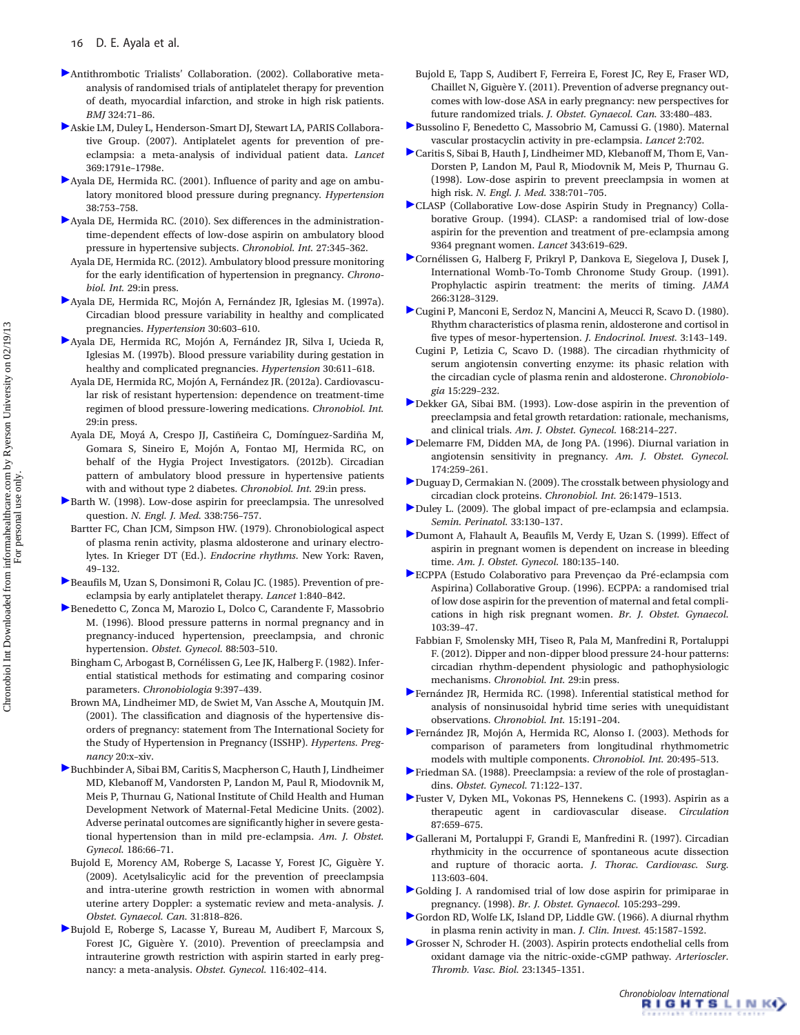Antithrombotic Trialists' Collaboration. (2002). Collaborative meta-analysis of randomised trials of antiplatelet therapy for prevention of death, myocardial infarction, and stroke in high risk patients. *BMJ* 324:71–86.

Askie LM, Duley L, Henderson-Smart DJ, Stewart LA, PARIS Collaborative Group. (2007). Antiplatelet agents for prevention of pre-eclampsia: a meta-analysis of individual patient data. *Lancet* 369:1791e–1798e.

Ayala DE, Hermida RC. (2001). Influence of parity and age on ambulatory monitored blood pressure during pregnancy. *Hypertension* 38:753–758.

Ayala DE, Hermida RC. (2010). Sex differences in the administration-time-dependent effects of low-dose aspirin on ambulatory blood pressure in hypertensive subjects. *Chronobiol. Int.* 27:345–362.

Ayala DE, Hermida RC. (2012). Ambulatory blood pressure monitoring for the early identification of hypertension in pregnancy. *Chronobiol. Int.* 29:in press.

Ayala DE, Hermida RC, Mojón A, Fernández JR, Iglesias M. (1997a). Circadian blood pressure variability in healthy and complicated pregnancies. *Hypertension* 30:603–610.

Ayala DE, Hermida RC, Mojón A, Fernández JR, Silva I, Ucieda R, Iglesias M. (1997b). Blood pressure variability during gestation in healthy and complicated pregnancies. *Hypertension* 30:611–618.

Ayala DE, Hermida RC, Mojón A, Fernández JR. (2012a). Cardiovascular risk of resistant hypertension: dependence on treatment-time regimen of blood pressure-lowering medications. *Chronobiol. Int.* 29:in press.

Ayala DE, Moyá A, Crespo JJ, Castiñeira C, Domínguez-Sardiña M, Gomara S, Sineiro E, Mojón A, Fontao MJ, Hermida RC, on behalf of the Hygia Project Investigators. (2012b). Circadian pattern of ambulatory blood pressure in hypertensive patients with and without type 2 diabetes. *Chronobiol. Int.* 29:in press.

Barth W. (1998). Low-dose aspirin for preeclampsia. The unresolved question. *N. Engl. J. Med.* 338:756–757.

Bartter FC, Chan JCM, Simpson HW. (1979). Chronobiological aspect of plasma renin activity, plasma aldosterone and urinary electrolytes. In Krieger DT (Ed.). *Endocrine rhythms*. New York: Raven, 49–132.

Beaufils M, Uzan S, Donsimoni R, Colau JC. (1985). Prevention of pre-eclampsia by early antiplatelet therapy. *Lancet* 1:840–842.

Benedetto C, Zonca M, Marozio L, Dolco C, Carandente F, Massobrio M. (1996). Blood pressure patterns in normal pregnancy and in pregnancy-induced hypertension, preeclampsia, and chronic hypertension. *Obstet. Gynecol.* 88:503–510.

Bingham C, Arbogast B, Cornélissen G, Lee JK, Halberg F. (1982). Inferential statistical methods for estimating and comparing cosinor parameters. *Chronobiologia* 9:397–439.

Brown MA, Lindheimer MD, de Swiet M, Van Assche A, Moutquin JM. (2001). The classification and diagnosis of the hypertensive disorders of pregnancy: statement from The International Society for the Study of Hypertension in Pregnancy (ISSHP). *Hypertens. Pregnancy* 20:x–xiv.

Buchbinder A, Sibai BM, Caritis S, Macpherson C, Hauth J, Lindheimer MD, Klebanoff M, Vandorsten P, Landon M, Paul R, Miodovnik M, Meis P, Thurnau G, National Institute of Child Health and Human Development Network of Maternal-Fetal Medicine Units. (2002). Adverse perinatal outcomes are significantly higher in severe gestational hypertension than in mild pre-eclampsia. *Am. J. Obstet. Gynecol.* 186:66–71.

Bujold E, Morency AM, Roberge S, Lacasse Y, Forest JC, Giguère Y. (2009). Acetylsalicylic acid for the prevention of preeclampsia and intra-uterine growth restriction in women with abnormal uterine artery Doppler: a systematic review and meta-analysis. *J. Obstet. Gynaecol. Can.* 31:818–826.

Bujold E, Roberge S, Lacasse Y, Bureau M, Audibert F, Marcoux S, Forest JC, Giguère Y. (2010). Prevention of preeclampsia and intrauterine growth restriction with aspirin started in early pregnancy: a meta-analysis. *Obstet. Gynecol.* 116:402–414.

Bujold E, Tapp S, Audibert F, Ferreira E, Forest JC, Rey E, Fraser WD, Chaillet N, Giguère Y. (2011). Prevention of adverse pregnancy outcomes with low-dose ASA in early pregnancy: new perspectives for future randomized trials. *J. Obstet. Gynaecol. Can.* 33:480–483.

Bussolino F, Benedetto C, Massobrio M, Camussi G. (1980). Maternal vascular prostacyclin activity in pre-eclampsia. *Lancet* 2:702.

Caritis S, Sibai B, Hauth J, Lindheimer MD, Klebanoff M, Thom E, VanDorsten P, Landon M, Paul R, Miodovnik M, Meis P, Thurnau G. (1998). Low-dose aspirin to prevent preeclampsia in women at high risk. *N. Engl. J. Med.* 338:701–705.

CLASP (Collaborative Low-dose Aspirin Study in Pregnancy) Collaborative Group. (1994). CLASP: a randomised trial of low-dose aspirin for the prevention and treatment of pre-eclampsia among 9364 pregnant women. *Lancet* 343:619–629.

Cornélissen G, Halberg F, Prikryl P, Dankova E, Siegelova J, Dusek J, International Womb-To-Tomb Chronome Study Group. (1991). Prophylactic aspirin treatment: the merits of timing. *JAMA* 266:3128–3129.

Cugini P, Manconi E, Serdoz N, Mancini A, Meucci R, Scavo D. (1980). Rhythm characteristics of plasma renin, aldosterone and cortisol in five types of mesor-hypertension. *J. Endocrinol. Invest.* 3:143–149.

Cugini P, Letizia C, Scavo D. (1988). The circadian rhythmicity of serum angiotensin converting enzyme: its phasic relation with the circadian cycle of plasma renin and aldosterone. *Chronobiologia* 15:229–232.

Dekker GA, Sibai BM. (1993). Low-dose aspirin in the prevention of preeclampsia and fetal growth retardation: rationale, mechanisms, and clinical trials. *Am. J. Obstet. Gynecol.* 168:214–227.

Delemarre FM, Didden MA, de Jong PA. (1996). Diurnal variation in angiotensin sensitivity in pregnancy. *Am. J. Obstet. Gynecol.* 174:259–261.

Duguay D, Cermakian N. (2009). The crosstalk between physiology and circadian clock proteins. *Chronobiol. Int.* 26:1479–1513.

Duley L. (2009). The global impact of pre-eclampsia and eclampsia. *Semin. Perinatol.* 33:130–137.

Dumont A, Flahault A, Beaufils M, Verdy E, Uzan S. (1999). Effect of aspirin in pregnant women is dependent on increase in bleeding time. *Am. J. Obstet. Gynecol.* 180:135–140.

ECPPA (Estudo Colaborativo para Prevençao da Pré-eclampsia com Aspirina) Collaborative Group. (1996). ECPPA: a randomised trial of low dose aspirin for the prevention of maternal and fetal complications in high risk pregnant women. *Br. J. Obstet. Gynaecol.* 103:39–47.

Fabbian F, Smolensky MH, Tiseo R, Pala M, Manfredini R, Portaluppi F. (2012). Dipper and non-dipper blood pressure 24-hour patterns: circadian rhythm-dependent physiologic and pathophysiologic mechanisms. *Chronobiol. Int.* 29:in press.

Fernández JR, Hermida RC. (1998). Inferential statistical method for analysis of nonsinusoidal hybrid time series with unequidistant observations. *Chronobiol. Int.* 15:191–204.

Fernández JR, Mojón A, Hermida RC, Alonso I. (2003). Methods for comparison of parameters from longitudinal rhythmometric models with multiple components. *Chronobiol. Int.* 20:495–513.

Friedman SA. (1988). Preeclampsia: a review of the role of prostaglandins. *Obstet. Gynecol.* 71:122–137.

Fuster V, Dyken ML, Vokonas PS, Hennekens C. (1993). Aspirin as a therapeutic agent in cardiovascular disease. *Circulation* 87:659–675.

Gallerani M, Portaluppi F, Grandi E, Manfredini R. (1997). Circadian rhythmicity in the occurrence of spontaneous acute dissection and rupture of thoracic aorta. *J. Thorac. Cardiovasc. Surg.* 113:603–604.

Golding J. A randomised trial of low dose aspirin for primiparae in pregnancy. (1998). *Br. J. Obstet. Gynaecol.* 105:293–299.

Gordon RD, Wolfe LK, Island DP, Liddle GW. (1966). A diurnal rhythm in plasma renin activity in man. *J. Clin. Invest.* 45:1587–1592.

Grosser N, Schroder H. (2003). Aspirin protects endothelial cells from oxidant damage via the nitric-oxide-cGMP pathway. *Arterioscler. Thromb. Vasc. Biol.* 23:1345–1351.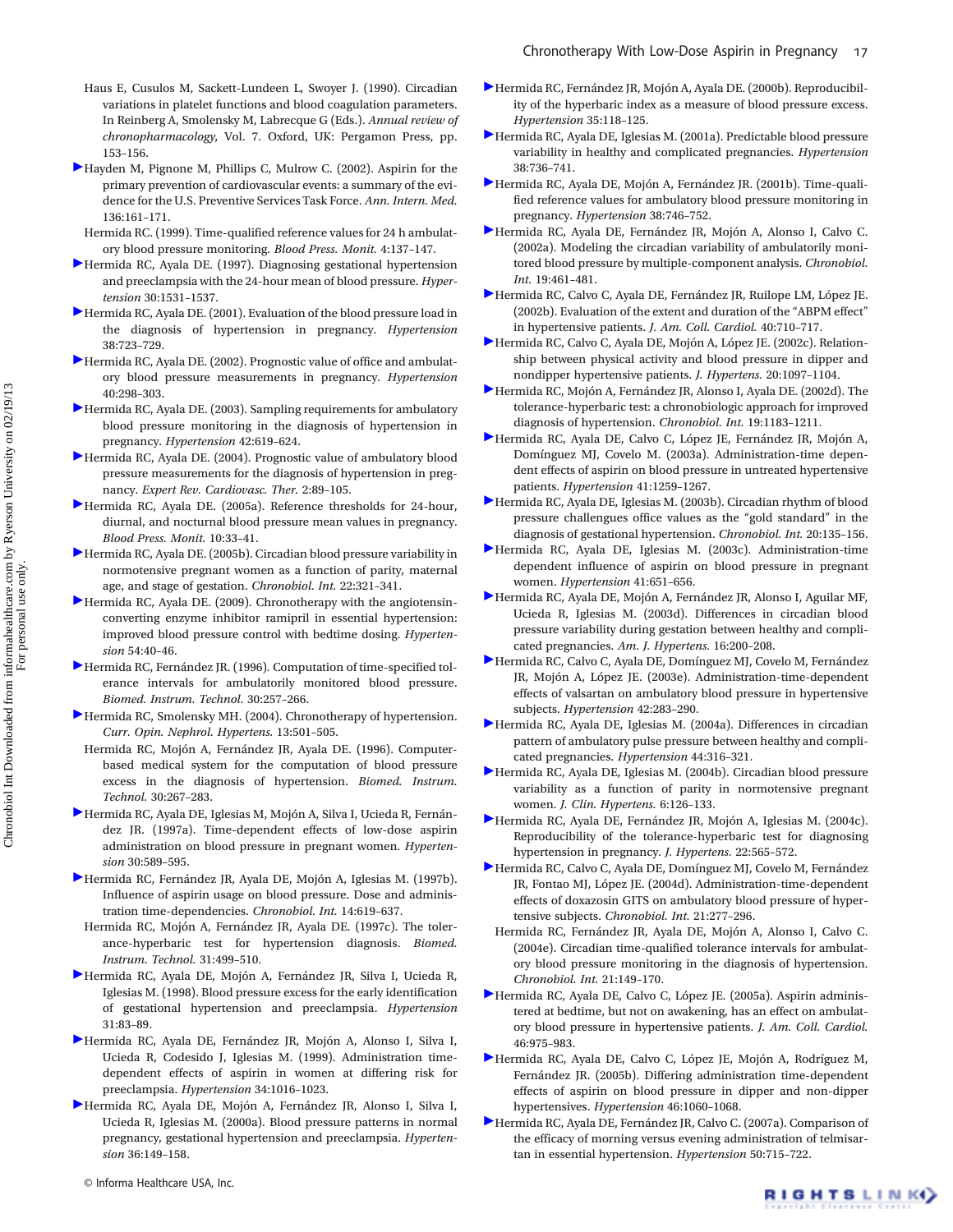Haus E, Cusulos M, Sackett-Lundeen L, Swoyer J. (1990). Circadian variations in platelet functions and blood coagulation parameters. In Reinberg A, Smolensky M, Labrecque G (Eds.). *Annual review of chronopharmacology*, Vol. 7. Oxford, UK: Pergamon Press, pp. 153–156.

Hayden M, Pignone M, Phillips C, Mulrow C. (2002). Aspirin for the primary prevention of cardiovascular events: a summary of the evidence for the U.S. Preventive Services Task Force. *Ann. Intern. Med.* 136:161–171.

Hermida RC. (1999). Time-qualified reference values for 24 h ambulatory blood pressure monitoring. *Blood Press. Monit.* 4:137–147.

Hermida RC, Ayala DE. (1997). Diagnosing gestational hypertension and preeclampsia with the 24-hour mean of blood pressure. *Hypertension* 30:1531–1537.

Hermida RC, Ayala DE. (2001). Evaluation of the blood pressure load in the diagnosis of hypertension in pregnancy. *Hypertension* 38:723–729.

Hermida RC, Ayala DE. (2002). Prognostic value of office and ambulatory blood pressure measurements in pregnancy. *Hypertension* 40:298–303.

Hermida RC, Ayala DE. (2003). Sampling requirements for ambulatory blood pressure monitoring in the diagnosis of hypertension in pregnancy. *Hypertension* 42:619–624.

Hermida RC, Ayala DE. (2004). Prognostic value of ambulatory blood pressure measurements for the diagnosis of hypertension in pregnancy. *Expert Rev. Cardiovasc. Ther.* 2:89–105.

Hermida RC, Ayala DE. (2005a). Reference thresholds for 24-hour, diurnal, and nocturnal blood pressure mean values in pregnancy. *Blood Press. Monit.* 10:33–41.

Hermida RC, Ayala DE. (2005b). Circadian blood pressure variability in normotensive pregnant women as a function of parity, maternal age, and stage of gestation. *Chronobiol. Int.* 22:321–341.

Hermida RC, Ayala DE. (2009). Chronotherapy with the angiotensin-converting enzyme inhibitor ramipril in essential hypertension: improved blood pressure control with bedtime dosing. *Hypertension* 54:40–46.

Hermida RC, Fernández JR. (1996). Computation of time-specified tolerance intervals for ambulatorily monitored blood pressure. *Biomed. Instrum. Technol.* 30:257–266.

Hermida RC, Smolensky MH. (2004). Chronotherapy of hypertension. *Curr. Opin. Nephrol. Hypertens.* 13:501–505.

Hermida RC, Mojón A, Fernández JR, Ayala DE. (1996). Computer-based medical system for the computation of blood pressure excess in the diagnosis of hypertension. *Biomed. Instrum. Technol.* 30:267–283.

Hermida RC, Ayala DE, Iglesias M, Mojón A, Silva I, Ucieda R, Fernández JR. (1997a). Time-dependent effects of low-dose aspirin administration on blood pressure in pregnant women. *Hypertension* 30:589–595.

Hermida RC, Fernández JR, Ayala DE, Mojón A, Iglesias M. (1997b). Influence of aspirin usage on blood pressure. Dose and administration time-dependencies. *Chronobiol. Int.* 14:619–637.

Hermida RC, Mojón A, Fernández JR, Ayala DE. (1997c). The tolerance-hyperbaric test for hypertension diagnosis. *Biomed. Instrum. Technol.* 31:499–510.

Hermida RC, Ayala DE, Mojón A, Fernández JR, Silva I, Ucieda R, Iglesias M. (1998). Blood pressure excess for the early identification of gestational hypertension and preeclampsia. *Hypertension* 31:83–89.

Hermida RC, Ayala DE, Fernández JR, Mojón A, Alonso I, Silva I, Ucieda R, Codesido J, Iglesias M. (1999). Administration time-dependent effects of aspirin in women at differing risk for preeclampsia. *Hypertension* 34:1016–1023.

Hermida RC, Ayala DE, Mojón A, Fernández JR, Alonso I, Silva I, Ucieda R, Iglesias M. (2000a). Blood pressure patterns in normal pregnancy, gestational hypertension and preeclampsia. *Hypertension* 36:149–158.

Hermida RC, Fernández JR, Mojón A, Ayala DE. (2000b). Reproducibility of the hyperbaric index as a measure of blood pressure excess. *Hypertension* 35:118–125.

Hermida RC, Ayala DE, Iglesias M. (2001a). Predictable blood pressure variability in healthy and complicated pregnancies. *Hypertension* 38:736–741.

Hermida RC, Ayala DE, Mojón A, Fernández JR. (2001b). Time-qualified reference values for ambulatory blood pressure monitoring in pregnancy. *Hypertension* 38:746–752.

Hermida RC, Ayala DE, Fernández JR, Mojón A, Alonso I, Calvo C. (2002a). Modeling the circadian variability of ambulatorily monitored blood pressure by multiple-component analysis. *Chronobiol. Int.* 19:461–481.

Hermida RC, Calvo C, Ayala DE, Fernández JR, Ruilope LM, López JE. (2002b). Evaluation of the extent and duration of the "ABPM effect" in hypertensive patients. *J. Am. Coll. Cardiol.* 40:710–717.

Hermida RC, Calvo C, Ayala DE, Mojón A, López JE. (2002c). Relationship between physical activity and blood pressure in dipper and nondipper hypertensive patients. *J. Hypertens.* 20:1097–1104.

Hermida RC, Mojón A, Fernández JR, Alonso I, Ayala DE. (2002d). The tolerance-hyperbaric test: a chronobiologic approach for improved diagnosis of hypertension. *Chronobiol. Int.* 19:1183–1211.

Hermida RC, Ayala DE, Calvo C, López JE, Fernández JR, Mojón A, Domínguez MJ, Covelo M. (2003a). Administration-time dependent effects of aspirin on blood pressure in untreated hypertensive patients. *Hypertension* 41:1259–1267.

Hermida RC, Ayala DE, Iglesias M. (2003b). Circadian rhythm of blood pressure challenges office values as the "gold standard" in the diagnosis of gestational hypertension. *Chronobiol. Int.* 20:135–156.

Hermida RC, Ayala DE, Iglesias M. (2003c). Administration-time dependent influence of aspirin on blood pressure in pregnant women. *Hypertension* 41:651–656.

Hermida RC, Ayala DE, Mojón A, Fernández JR, Alonso I, Aguilar MF, Ucieda R, Iglesias M. (2003d). Differences in circadian blood pressure variability during gestation between healthy and complicated pregnancies. *Am. J. Hypertens.* 16:200–208.

Hermida RC, Calvo C, Ayala DE, Domínguez MJ, Covelo M, Fernández JR, Mojón A, López JE. (2003e). Administration-time-dependent effects of valsartan on ambulatory blood pressure in hypertensive subjects. *Hypertension* 42:283–290.

Hermida RC, Ayala DE, Iglesias M. (2004a). Differences in circadian pattern of ambulatory pulse pressure between healthy and complicated pregnancies. *Hypertension* 44:316–321.

Hermida RC, Ayala DE, Iglesias M. (2004b). Circadian blood pressure variability as a function of parity in normotensive pregnant women. *J. Clin. Hypertens.* 6:126–133.

Hermida RC, Ayala DE, Fernández JR, Mojón A, Iglesias M. (2004c). Reproducibility of the tolerance-hyperbaric test for diagnosing hypertension in pregnancy. *J. Hypertens.* 22:565–572.

Hermida RC, Calvo C, Ayala DE, Domínguez MJ, Covelo M, Fernández JR, Fontao MJ, López JE. (2004d). Administration-time-dependent effects of doxazosin GITS on ambulatory blood pressure of hypertensive subjects. *Chronobiol. Int.* 21:277–296.

Hermida RC, Fernández JR, Ayala DE, Mojón A, Alonso I, Calvo C. (2004e). Circadian time-qualified tolerance intervals for ambulatory blood pressure monitoring in the diagnosis of hypertension. *Chronobiol. Int.* 21:149–170.

Hermida RC, Ayala DE, Calvo C, López JE. (2005a). Aspirin administered at bedtime, but not on awakening, has an effect on ambulatory blood pressure in hypertensive patients. *J. Am. Coll. Cardiol.* 46:975–983.

Hermida RC, Ayala DE, Calvo C, López JE, Mojón A, Rodríguez M, Fernández JR. (2005b). Differing administration time-dependent effects of aspirin on blood pressure in dipper and non-dipper hypertensives. *Hypertension* 46:1060–1068.

Hermida RC, Ayala DE, Fernández JR, Calvo C. (2007a). Comparison of the efficacy of morning versus evening administration of telmisartan in essential hypertension. *Hypertension* 50:715–722.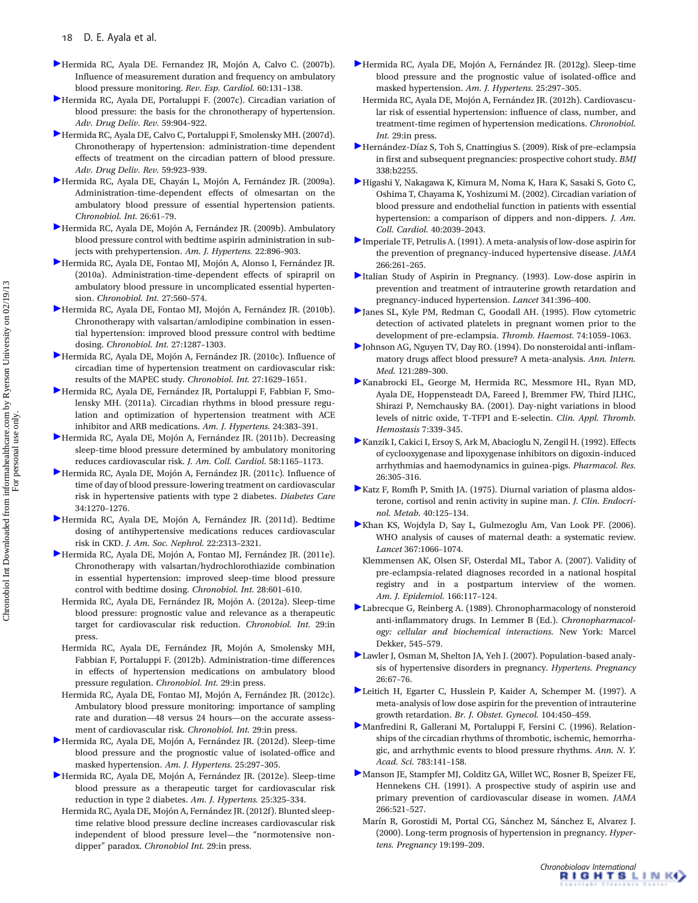Hermida RC, Ayala DE. Fernandez JR, Mojón A, Calvo C. (2007b). Influence of measurement duration and frequency on ambulatory blood pressure monitoring. *Rev. Esp. Cardiol.* 60:131–138.

Hermida RC, Ayala DE, Portaluppi F. (2007c). Circadian variation of blood pressure: the basis for the chronotherapy of hypertension. *Adv. Drug Deliv. Rev.* 59:904–922.

Hermida RC, Ayala DE, Calvo C, Portaluppi F, Smolensky MH. (2007d). Chronotherapy of hypertension: administration-time dependent effects of treatment on the circadian pattern of blood pressure. *Adv. Drug Deliv. Rev.* 59:923–939.

Hermida RC, Ayala DE, Chayán L, Mojón A, Fernández JR. (2009a). Administration-time-dependent effects of olmesartan on the ambulatory blood pressure of essential hypertension patients. *Chronobiol. Int.* 26:61–79.

Hermida RC, Ayala DE, Mojón A, Fernández JR. (2009b). Ambulatory blood pressure control with bedtime aspirin administration in subjects with prehypertension. *Am. J. Hypertens.* 22:896–903.

Hermida RC, Ayala DE, Fontao MJ, Mojón A, Alonso I, Fernández JR. (2010a). Administration-time-dependent effects of spirapril on ambulatory blood pressure in uncomplicated essential hypertension. *Chronobiol. Int.* 27:560–574.

Hermida RC, Ayala DE, Fontao MJ, Mojón A, Fernández JR. (2010b). Chronotherapy with valsartan/amlodipine combination in essential hypertension: improved blood pressure control with bedtime dosing. *Chronobiol. Int.* 27:1287–1303.

Hermida RC, Ayala DE, Mojón A, Fernández JR. (2010c). Influence of circadian time of hypertension treatment on cardiovascular risk: results of the MAPEC study. *Chronobiol. Int.* 27:1629–1651.

Hermida RC, Ayala DE, Fernández JR, Portaluppi F, Fabbian F, Smolensky MH. (2011a). Circadian rhythms in blood pressure regulation and optimization of hypertension treatment with ACE inhibitor and ARB medications. *Am. J. Hypertens.* 24:383–391.

Hermida RC, Ayala DE, Mojón A, Fernández JR. (2011b). Decreasing sleep-time blood pressure determined by ambulatory monitoring reduces cardiovascular risk. *J. Am. Coll. Cardiol.* 58:1165–1173.

Hermida RC, Ayala DE, Mojón A, Fernández JR. (2011c). Influence of time of day of blood pressure-lowering treatment on cardiovascular risk in hypertensive patients with type 2 diabetes. *Diabetes Care* 34:1270–1276.

Hermida RC, Ayala DE, Mojón A, Fernández JR. (2011d). Bedtime dosing of antihypertensive medications reduces cardiovascular risk in CKD. *J. Am. Soc. Nephrol.* 22:2313–2321.

Hermida RC, Ayala DE, Mojón A, Fontao MJ, Fernández JR. (2011e). Chronotherapy with valsartan/hydrochlorothiazide combination in essential hypertension: improved sleep-time blood pressure control with bedtime dosing. *Chronobiol. Int.* 28:601–610.

Hermida RC, Ayala DE, Fernández JR, Mojón A. (2012a). Sleep-time blood pressure: prognostic value and relevance as a therapeutic target for cardiovascular risk reduction. *Chronobiol. Int.* 29:in press.

Hermida RC, Ayala DE, Fernández JR, Mojón A, Smolensky MH, Fabbian F, Portaluppi F. (2012b). Administration-time differences in effects of hypertension medications on ambulatory blood pressure regulation. *Chronobiol. Int.* 29:in press.

Hermida RC, Ayala DE, Fontao MJ, Mojón A, Fernández JR. (2012c). Ambulatory blood pressure monitoring: importance of sampling rate and duration—48 versus 24 hours—on the accurate assessment of cardiovascular risk. *Chronobiol. Int.* 29:in press.

Hermida RC, Ayala DE, Mojón A, Fernández JR. (2012d). Sleep-time blood pressure and the prognostic value of isolated-office and masked hypertension. *Am. J. Hypertens.* 25:297–305.

Hermida RC, Ayala DE, Mojón A, Fernández JR. (2012e). Sleep-time blood pressure as a therapeutic target for cardiovascular risk reduction in type 2 diabetes. *Am. J. Hypertens.* 25:325–334.

Hermida RC, Ayala DE, Mojón A, Fernández JR. (2012f). Blunted sleep-time relative blood pressure decline increases cardiovascular risk independent of blood pressure level—the "normotensive non-dipper" paradox. *Chronobiol Int.* 29:in press.

Hermida RC, Ayala DE, Mojón A, Fernández JR. (2012g). Sleep-time blood pressure and the prognostic value of isolated-office and masked hypertension. *Am. J. Hypertens.* 25:297–305.

Hermida RC, Ayala DE, Mojón A, Fernández JR. (2012h). Cardiovascular risk of essential hypertension: influence of class, number, and treatment-time regimen of hypertension medications. *Chronobiol. Int.* 29:in press.

Hernández-Díaz S, Toh S, Cnattingius S. (2009). Risk of pre-eclampsia in first and subsequent pregnancies: prospective cohort study. *BMJ* 338:b2255.

Higashi Y, Nakagawa K, Kimura M, Noma K, Hara K, Sasaki S, Goto C, Oshima T, Chayama K, Yoshizumi M. (2002). Circadian variation of blood pressure and endothelial function in patients with essential hypertension: a comparison of dippers and non-dippers. *J. Am. Coll. Cardiol.* 40:2039–2043.

Imperiale TF, Petrulis A. (1991). A meta-analysis of low-dose aspirin for the prevention of pregnancy-induced hypertensive disease. *JAMA* 266:261–265.

Italian Study of Aspirin in Pregnancy. (1993). Low-dose aspirin in prevention and treatment of intrauterine growth retardation and pregnancy-induced hypertension. *Lancet* 341:396–400.

Janes SL, Kyle PM, Redman C, Goodall AH. (1995). Flow cytometric detection of activated platelets in pregnant women prior to the development of pre-eclampsia. *Thromb. Haemost.* 74:1059–1063.

Johnson AG, Nguyen TV, Day RO. (1994). Do nonsteroidal anti-inflammatory drugs affect blood pressure? A meta-analysis. *Ann. Intern. Med.* 121:289–300.

Kanabrocki EL, George M, Hermida RC, Messmore HL, Ryan MD, Ayala DE, Hoppensteadt DA, Fareed J, Bremmer FW, Third JLHC, Shirazi P, Nemchausky BA. (2001). Day-night variations in blood levels of nitric oxide, T-TFPI and E-selectin. *Clin. Appl. Thromb. Hemostasis* 7:339–345.

Kanzik I, Cakici I, Ersoy S, Ark M, Abacioglu N, Zengil H. (1992). Effects of cyclooxygenase and lipoxygenase inhibitors on digoxin-induced arrhythmias and haemodynamics in guinea-pigs. *Pharmacol. Res.* 26:305–316.

Katz F, Romfh P, Smith JA. (1975). Diurnal variation of plasma aldosterone, cortisol and renin activity in supine man. *J. Clin. Endocrinol. Metab.* 40:125–134.

Khan KS, Wojdyla D, Say L, Gulmezoglu Am, Van Look PF. (2006). WHO analysis of causes of maternal death: a systematic review. *Lancet* 367:1066–1074.

Klemmensen AK, Olsen SF, Osterdal ML, Tabor A. (2007). Validity of pre-eclampsia-related diagnoses recorded in a national hospital registry and in a postpartum interview of the women. *Am. J. Epidemiol.* 166:117–124.

Labrecque G, Reinberg A. (1989). Chronopharmacology of nonsteroid anti-inflammatory drugs. In Lemmer B (Ed.). *Chronopharmacology: cellular and biochemical interactions.* New York: Marcel Dekker, 545–579.

Lawler J, Osman M, Shelton JA, Yeh J. (2007). Population-based analysis of hypertensive disorders in pregnancy. *Hypertens. Pregnancy* 26:67–76.

Leitich H, Egarter C, Husslein P, Kaider A, Schemper M. (1997). A meta-analysis of low dose aspirin for the prevention of intrauterine growth retardation. *Br. J. Obstet. Gynecol.* 104:450–459.

Manfredini R, Gallerani M, Portaluppi F, Fersini C. (1996). Relationships of the circadian rhythms of thrombotic, ischemic, hemorrhagic, and arrhythmic events to blood pressure rhythms. *Ann. N. Y. Acad. Sci.* 783:141–158.

Manson JE, Stampfer MJ, Colditz GA, Willet WC, Rosner B, Speizer FE, Hennekens CH. (1991). A prospective study of aspirin use and primary prevention of cardiovascular disease in women. *JAMA* 266:521–527.

Marín R, Gorostidi M, Portal CG, Sánchez M, Sánchez E, Alvarez J. (2000). Long-term prognosis of hypertension in pregnancy. *Hypertens. Pregnancy* 19:199–209.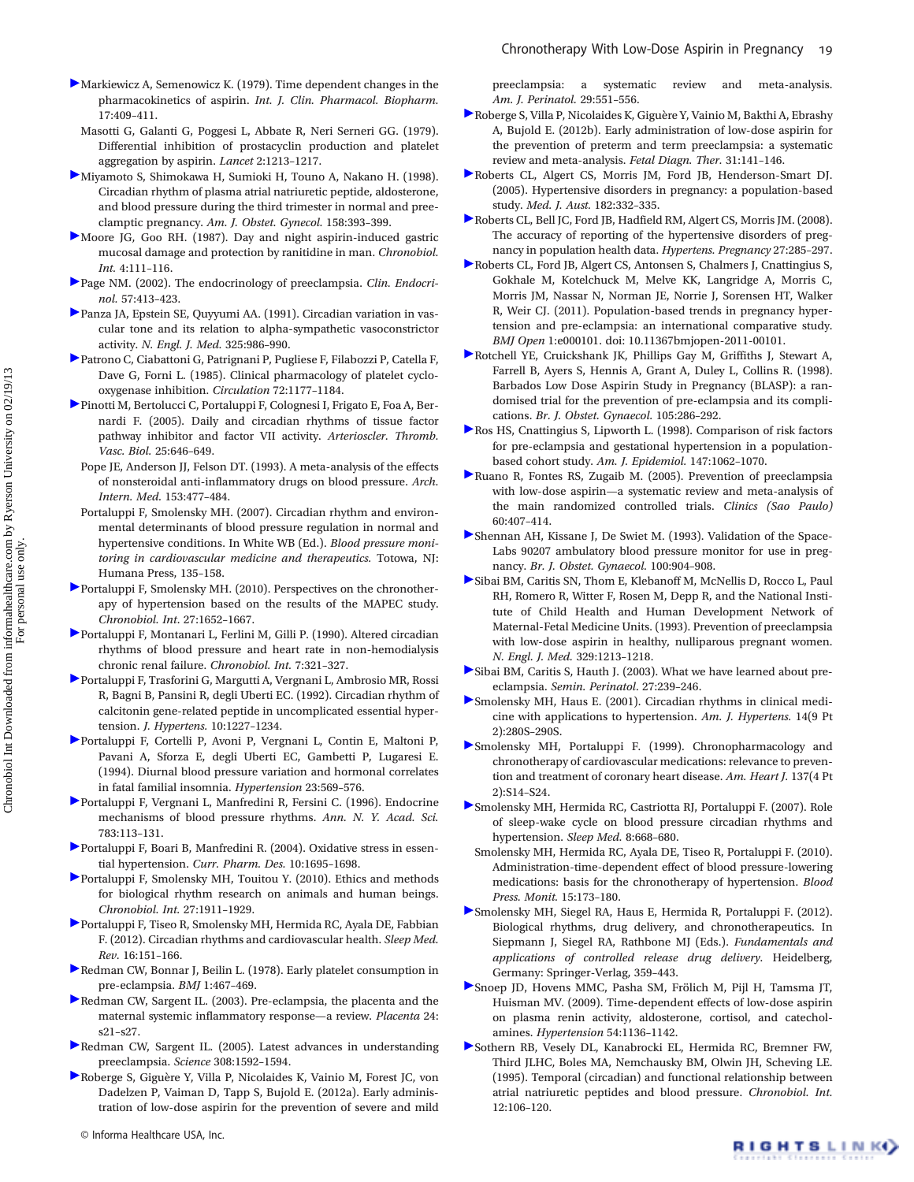Markiewicz A, Semenowicz K. (1979). Time dependent changes in the pharmacokinetics of aspirin. *Int. J. Clin. Pharmacol. Biopharm.* 17:409–411.

Masotti G, Galanti G, Poggesi L, Abbate R, Neri Serneri GG. (1979). Differential inhibition of prostacyclin production and platelet aggregation by aspirin. *Lancet* 2:1213–1217.

Miyamoto S, Shimokawa H, Sumioki H, Touno A, Nakano H. (1998). Circadian rhythm of plasma atrial natriuretic peptide, aldosterone, and blood pressure during the third trimester in normal and preeclamptic pregnancy. *Am. J. Obstet. Gynecol.* 158:393–399.

Moore JG, Goo RH. (1987). Day and night aspirin-induced gastric mucosal damage and protection by ranitidine in man. *Chronobiol. Int.* 4:111–116.

Page NM. (2002). The endocrinology of preeclampsia. *Clin. Endocrinol.* 57:413–423.

Panza JA, Epstein SE, Quyyumi AA. (1991). Circadian variation in vascular tone and its relation to alpha-sympathetic vasoconstrictor activity. *N. Engl. J. Med.* 325:986–990.

Patrono C, Ciabattoni G, Patrignani P, Pugliese F, Filabozzi P, Catella F, Dave G, Forni L. (1985). Clinical pharmacology of platelet cyclooxygenase inhibition. *Circulation* 72:1177–1184.

Pinotti M, Bertolucci C, Portaluppi F, Colognesi I, Frigato E, Foa A, Bernardi F. (2005). Daily and circadian rhythms of tissue factor pathway inhibitor and factor VII activity. *Arterioscler. Thromb. Vasc. Biol.* 25:646–649.

Pope JE, Anderson JJ, Felson DT. (1993). A meta-analysis of the effects of nonsteroidal anti-inflammatory drugs on blood pressure. *Arch. Intern. Med.* 153:477–484.

Portaluppi F, Smolensky MH. (2007). Circadian rhythm and environmental determinants of blood pressure regulation in normal and hypertensive conditions. In White WB (Ed.). *Blood pressure monitoring in cardiovascular medicine and therapeutics.* Totowa, NJ: Humana Press, 135–158.

Portaluppi F, Smolensky MH. (2010). Perspectives on the chronotherapy of hypertension based on the results of the MAPEC study. *Chronobiol. Int.* 27:1652–1667.

Portaluppi F, Montanari L, Ferlini M, Gilli P. (1990). Altered circadian rhythms of blood pressure and heart rate in non-hemodialysis chronic renal failure. *Chronobiol. Int.* 7:321–327.

Portaluppi F, Trasforini G, Margutti A, Vergnani L, Ambrosio MR, Rossi R, Bagni B, Pansini R, degli Uberti EC. (1992). Circadian rhythm of calcitonin gene-related peptide in uncomplicated essential hypertension. *J. Hypertens.* 10:1227–1234.

Portaluppi F, Cortelli P, Avoni P, Vergnani L, Contin E, Maltoni P, Pavani A, Sforza E, degli Uberti EC, Gambetti P, Lugaresi E. (1994). Diurnal blood pressure variation and hormonal correlates in fatal familial insomnia. *Hypertension* 23:569–576.

Portaluppi F, Vergnani L, Manfredini R, Fersini C. (1996). Endocrine mechanisms of blood pressure rhythms. *Ann. N. Y. Acad. Sci.* 783:113–131.

Portaluppi F, Boari B, Manfredini R. (2004). Oxidative stress in essential hypertension. *Curr. Pharm. Des.* 10:1695–1698.

Portaluppi F, Smolensky MH, Touitou Y. (2010). Ethics and methods for biological rhythm research on animals and human beings. *Chronobiol. Int.* 27:1911–1929.

Portaluppi F, Tiseo R, Smolensky MH, Hermida RC, Ayala DE, Fabbian F. (2012). Circadian rhythms and cardiovascular health. *Sleep Med. Rev.* 16:151–166.

Redman CW, Bonnar J, Beilin L. (1978). Early platelet consumption in pre-eclampsia. *BMJ* 1:467–469.

Redman CW, Sargent IL. (2003). Pre-eclampsia, the placenta and the maternal systemic inflammatory response—a review. *Placenta* 24: s21–s27.

Redman CW, Sargent IL. (2005). Latest advances in understanding preeclampsia. *Science* 308:1592–1594.

Roberge S, Giguère Y, Villa P, Nicolaides K, Vainio M, Forest JC, von Dadelzen P, Vaiman D, Tapp S, Bujold E. (2012a). Early administration of low-dose aspirin for the prevention of severe and mild preeclampsia: a systematic review and meta-analysis. *Am. J. Perinatol.* 29:551–556.

Roberge S, Villa P, Nicolaides K, Giguère Y, Vainio M, Bakthi A, Ebrashy A, Bujold E. (2012b). Early administration of low-dose aspirin for the prevention of preterm and term preeclampsia: a systematic review and meta-analysis. *Fetal Diagn. Ther.* 31:141–146.

Roberts CL, Algert CS, Morris JM, Ford JB, Henderson-Smart DJ. (2005). Hypertensive disorders in pregnancy: a population-based study. *Med. J. Aust.* 182:332–335.

Roberts CL, Bell JC, Ford JB, Hadfield RM, Algert CS, Morris JM. (2008). The accuracy of reporting of the hypertensive disorders of pregnancy in population health data. *Hypertens. Pregnancy* 27:285–297.

Roberts CL, Ford JB, Algert CS, Antonsen S, Chalmers J, Cnattingius S, Gokhale M, Kotelchuck M, Melve KK, Langridge A, Morris C, Morris JM, Nassar N, Norman JE, Norrie J, Sorensen HT, Walker R, Weir CJ. (2011). Population-based trends in pregnancy hypertension and pre-eclampsia: an international comparative study. *BMJ Open* 1:e000101. doi: 10.11367bmjopen-2011-00101.

Rotchell YE, Cruickshank JK, Phillips Gay M, Griffiths J, Stewart A, Farrell B, Ayers S, Hennis A, Grant A, Duley L, Collins R. (1998). Barbados Low Dose Aspirin Study in Pregnancy (BLASP): a randomised trial for the prevention of pre-eclampsia and its complications. *Br. J. Obstet. Gynaecol.* 105:286–292.

Ros HS, Cnattingius S, Lipworth L. (1998). Comparison of risk factors for pre-eclampsia and gestational hypertension in a population-based cohort study. *Am. J. Epidemiol.* 147:1062–1070.

Ruano R, Fontes RS, Zugaib M. (2005). Prevention of preeclampsia with low-dose aspirin—a systematic review and meta-analysis of the main randomized controlled trials. *Clinics (Sao Paulo)* 60:407–414.

Shennan AH, Kissane J, De Swiet M. (1993). Validation of the SpaceLabs 90207 ambulatory blood pressure monitor for use in pregnancy. *Br. J. Obstet. Gynaecol.* 100:904–908.

Sibai BM, Caritis SN, Thom E, Klebanoff M, McNellis D, Rocco L, Paul RH, Romero R, Witter F, Rosen M, Depp R, and the National Institute of Child Health and Human Development Network of Maternal-Fetal Medicine Units. (1993). Prevention of preeclampsia with low-dose aspirin in healthy, nulliparous pregnant women. *N. Engl. J. Med.* 329:1213–1218.

Sibai BM, Caritis S, Hauth J. (2003). What we have learned about preeclampsia. *Semin. Perinatol.* 27:239–246.

Smolensky MH, Haus E. (2001). Circadian rhythms in clinical medicine with applications to hypertension. *Am. J. Hypertens.* 14(9 Pt 2):280S–290S.

Smolensky MH, Portaluppi F. (1999). Chronopharmacology and chronotherapy of cardiovascular medications: relevance to prevention and treatment of coronary heart disease. *Am. Heart J.* 137(4 Pt 2):S14–S24.

Smolensky MH, Hermida RC, Castriotta RJ, Portaluppi F. (2007). Role of sleep-wake cycle on blood pressure circadian rhythms and hypertension. *Sleep Med.* 8:668–680.

Smolensky MH, Hermida RC, Ayala DE, Tiseo R, Portaluppi F. (2010). Administration-time-dependent effect of blood pressure-lowering medications: basis for the chronotherapy of hypertension. *Blood Press. Monit.* 15:173–180.

Smolensky MH, Siegel RA, Haus E, Hermida R, Portaluppi F. (2012). Biological rhythms, drug delivery, and chronotherapeutics. In Siepmann J, Siegel RA, Rathbone MJ (Eds.). *Fundamentals and applications of controlled release drug delivery.* Heidelberg, Germany: Springer-Verlag, 359–443.

Snoep JD, Hovens MMC, Pasha SM, Frölich M, Pijl H, Tamsma JT, Huisman MV. (2009). Time-dependent effects of low-dose aspirin on plasma renin activity, aldosterone, cortisol, and catecholamines. *Hypertension* 54:1136–1142.

Sothern RB, Vesely DL, Kanabrocki EL, Hermida RC, Bremner FW, Third JLHC, Boles MA, Nemchausky BM, Olwin JH, Scheving LE. (1995). Temporal (circadian) and functional relationship between atrial natriuretic peptides and blood pressure. *Chronobiol. Int.* 12:106–120.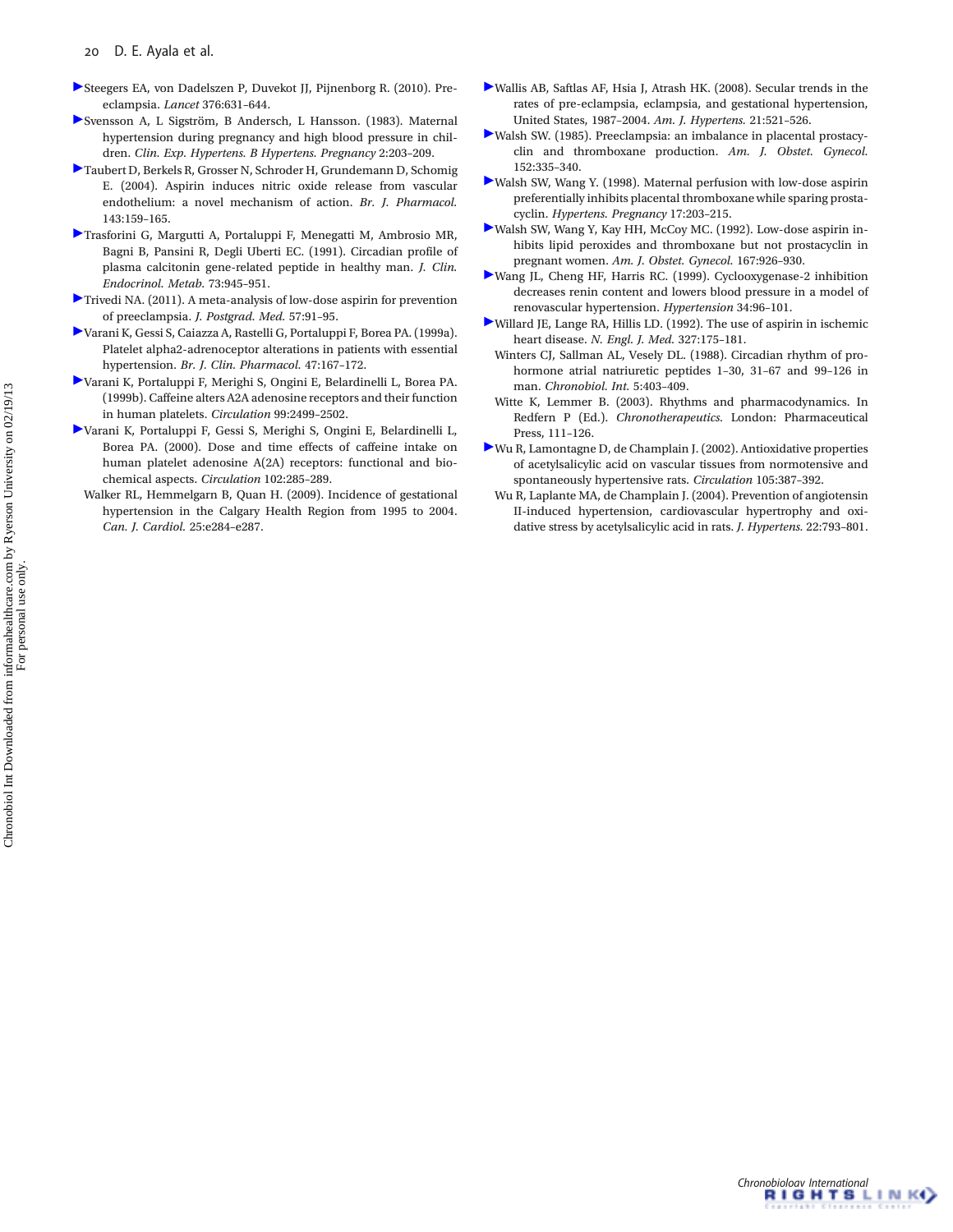Steegers EA, von Dadelszen P, Duvekot JJ, Pijnenborg R. (2010). Pre-eclampsia. *Lancet* 376:631–644.

Svensson A, L Sigström, B Andersch, L Hansson. (1983). Maternal hypertension during pregnancy and high blood pressure in children. *Clin. Exp. Hypertens. B Hypertens. Pregnancy* 2:203–209.

Taubert D, Berkels R, Grosser N, Schroder H, Grundemann D, Schomig E. (2004). Aspirin induces nitric oxide release from vascular endothelium: a novel mechanism of action. *Br. J. Pharmacol.* 143:159–165.

Trasforini G, Margutti A, Portaluppi F, Menegatti M, Ambrosio MR, Bagni B, Pansini R, Degli Uberti EC. (1991). Circadian profile of plasma calcitonin gene-related peptide in healthy man. *J. Clin. Endocrinol. Metab.* 73:945–951.

Trivedi NA. (2011). A meta-analysis of low-dose aspirin for prevention of preeclampsia. *J. Postgrad. Med.* 57:91–95.

Varani K, Gessi S, Caiazza A, Rastelli G, Portaluppi F, Borea PA. (1999a). Platelet alpha2-adrenoceptor alterations in patients with essential hypertension. *Br. J. Clin. Pharmacol.* 47:167–172.

Varani K, Portaluppi F, Merighi S, Ongini E, Belardinelli L, Borea PA. (1999b). Caffeine alters A2A adenosine receptors and their function in human platelets. *Circulation* 99:2499–2502.

Varani K, Portaluppi F, Gessi S, Merighi S, Ongini E, Belardinelli L, Borea PA. (2000). Dose and time effects of caffeine intake on human platelet adenosine A(2A) receptors: functional and biochemical aspects. *Circulation* 102:285–289.

Walker RL, Hemmelgarn B, Quan H. (2009). Incidence of gestational hypertension in the Calgary Health Region from 1995 to 2004. *Can. J. Cardiol.* 25:e284–e287.

Wallis AB, Saftlas AF, Hsia J, Atrash HK. (2008). Secular trends in the rates of pre-eclampsia, eclampsia, and gestational hypertension, United States, 1987–2004. *Am. J. Hypertens.* 21:521–526.

Walsh SW. (1985). Preeclampsia: an imbalance in placental prostacyclin and thromboxane production. *Am. J. Obstet. Gynecol.* 152:335–340.

Walsh SW, Wang Y. (1998). Maternal perfusion with low-dose aspirin preferentially inhibits placental thromboxane while sparing prostacyclin. *Hypertens. Pregnancy* 17:203–215.

Walsh SW, Wang Y, Kay HH, McCoy MC. (1992). Low-dose aspirin inhibits lipid peroxides and thromboxane but not prostacyclin in pregnant women. *Am. J. Obstet. Gynecol.* 167:926–930.

Wang JL, Cheng HF, Harris RC. (1999). Cyclooxygenase-2 inhibition decreases renin content and lowers blood pressure in a model of renovascular hypertension. *Hypertension* 34:96–101.

Willard JE, Lange RA, Hillis LD. (1992). The use of aspirin in ischemic heart disease. *N. Engl. J. Med.* 327:175–181.

Winters CJ, Sallman AL, Vesely DL. (1988). Circadian rhythm of prohormone atrial natriuretic peptides 1–30, 31–67 and 99–126 in man. *Chronobiol. Int.* 5:403–409.

Witte K, Lemmer B. (2003). Rhythms and pharmacodynamics. In Redfern P (Ed.). *Chronotherapeutics.* London: Pharmaceutical Press, 111–126.

Wu R, Lamontagne D, de Champlain J. (2002). Antioxidative properties of acetylsalicylic acid on vascular tissues from normotensive and spontaneously hypertensive rats. *Circulation* 105:387–392.

Wu R, Laplante MA, de Champlain J. (2004). Prevention of angiotensin II-induced hypertension, cardiovascular hypertrophy and oxidative stress by acetylsalicylic acid in rats. *J. Hypertens.* 22:793–801.